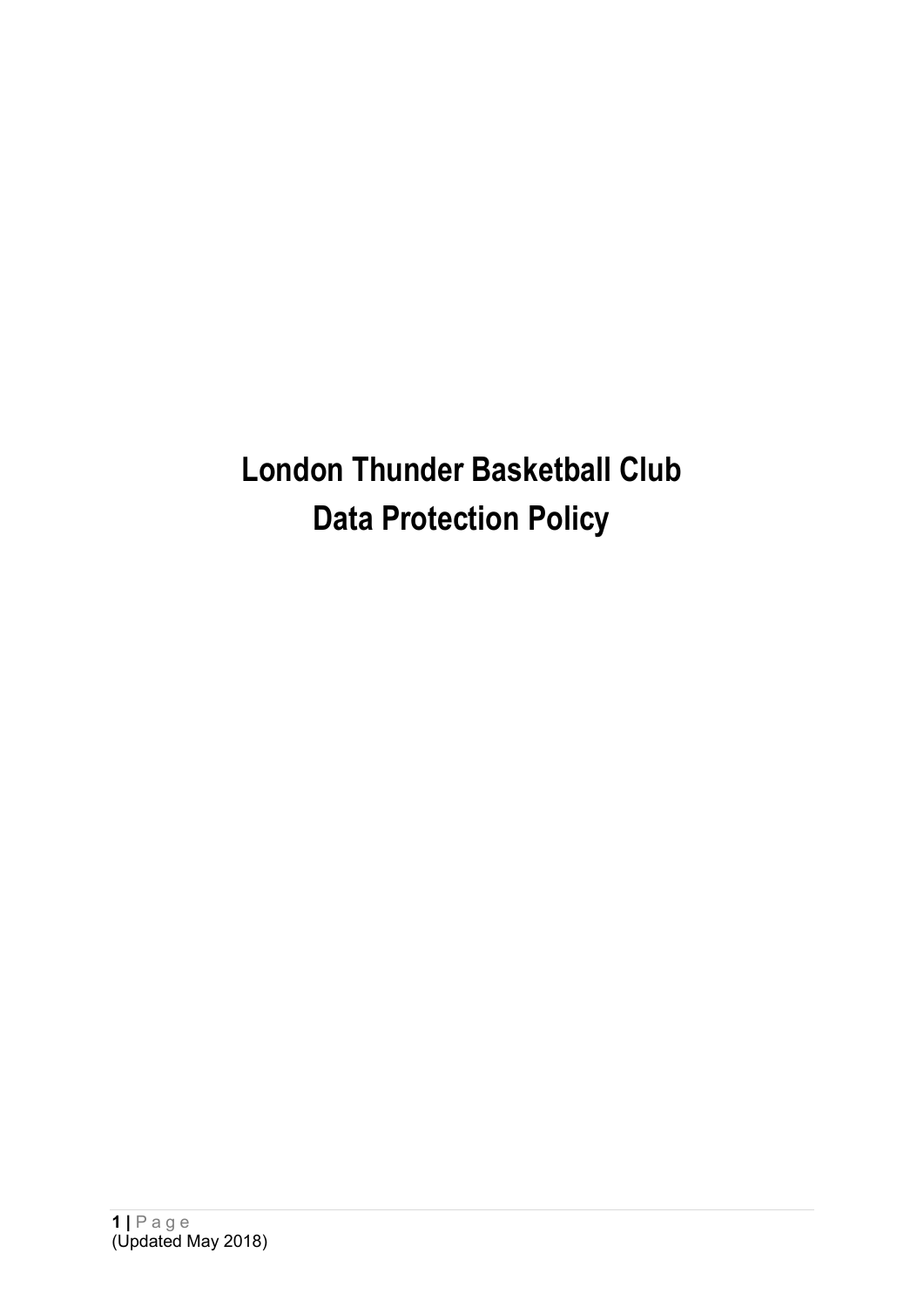# London Thunder Basketball Club
# Data Protection Policy

(Updated May 2018)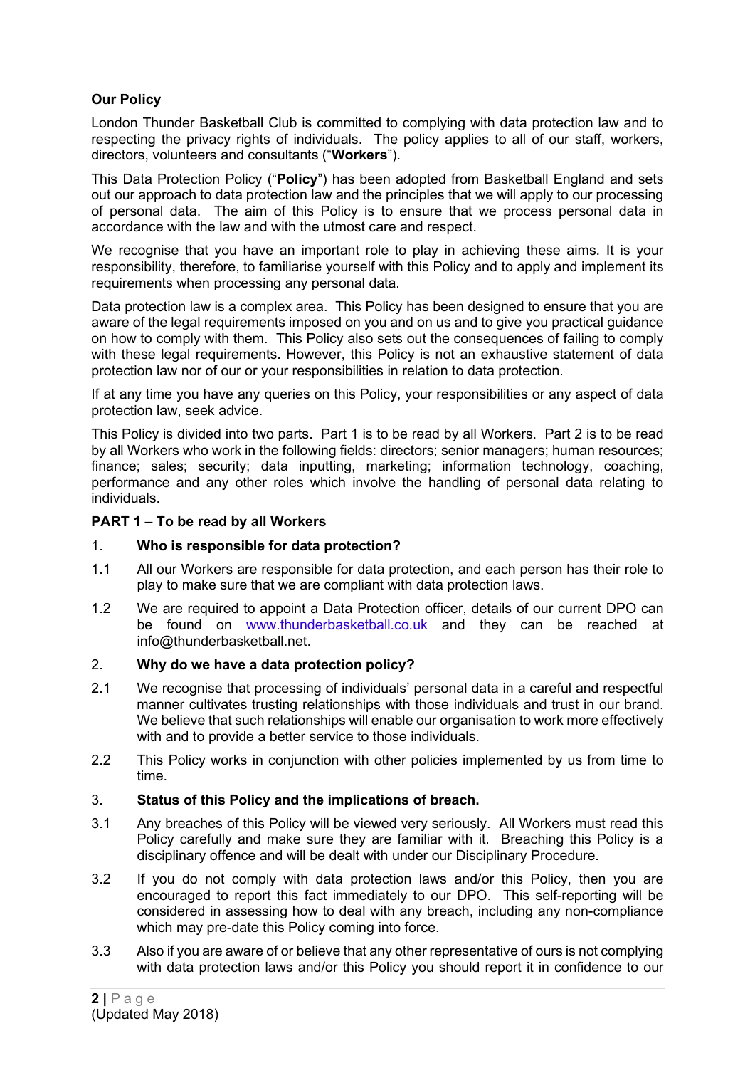**Our Policy**

London Thunder Basketball Club is committed to complying with data protection law and to respecting the privacy rights of individuals. The policy applies to all of our staff, workers, directors, volunteers and consultants ("**Workers**").

This Data Protection Policy ("**Policy**") has been adopted from Basketball England and sets out our approach to data protection law and the principles that we will apply to our processing of personal data. The aim of this Policy is to ensure that we process personal data in accordance with the law and with the utmost care and respect.

We recognise that you have an important role to play in achieving these aims. It is your responsibility, therefore, to familiarise yourself with this Policy and to apply and implement its requirements when processing any personal data.

Data protection law is a complex area. This Policy has been designed to ensure that you are aware of the legal requirements imposed on you and on us and to give you practical guidance on how to comply with them. This Policy also sets out the consequences of failing to comply with these legal requirements. However, this Policy is not an exhaustive statement of data protection law nor of our or your responsibilities in relation to data protection.

If at any time you have any queries on this Policy, your responsibilities or any aspect of data protection law, seek advice.

This Policy is divided into two parts. Part 1 is to be read by all Workers. Part 2 is to be read by all Workers who work in the following fields: directors; senior managers; human resources; finance; sales; security; data inputting, marketing; information technology, coaching, performance and any other roles which involve the handling of personal data relating to individuals.

**PART 1 – To be read by all Workers**

1. **Who is responsible for data protection?**

1.1 All our Workers are responsible for data protection, and each person has their role to play to make sure that we are compliant with data protection laws.

1.2 We are required to appoint a Data Protection officer, details of our current DPO can be found on www.thunderbasketball.co.uk and they can be reached at info@thunderbasketball.net.

2. **Why do we have a data protection policy?**

2.1 We recognise that processing of individuals' personal data in a careful and respectful manner cultivates trusting relationships with those individuals and trust in our brand. We believe that such relationships will enable our organisation to work more effectively with and to provide a better service to those individuals.

2.2 This Policy works in conjunction with other policies implemented by us from time to time.

3. **Status of this Policy and the implications of breach.**

3.1 Any breaches of this Policy will be viewed very seriously. All Workers must read this Policy carefully and make sure they are familiar with it. Breaching this Policy is a disciplinary offence and will be dealt with under our Disciplinary Procedure.

3.2 If you do not comply with data protection laws and/or this Policy, then you are encouraged to report this fact immediately to our DPO. This self-reporting will be considered in assessing how to deal with any breach, including any non-compliance which may pre-date this Policy coming into force.

3.3 Also if you are aware of or believe that any other representative of ours is not complying with data protection laws and/or this Policy you should report it in confidence to our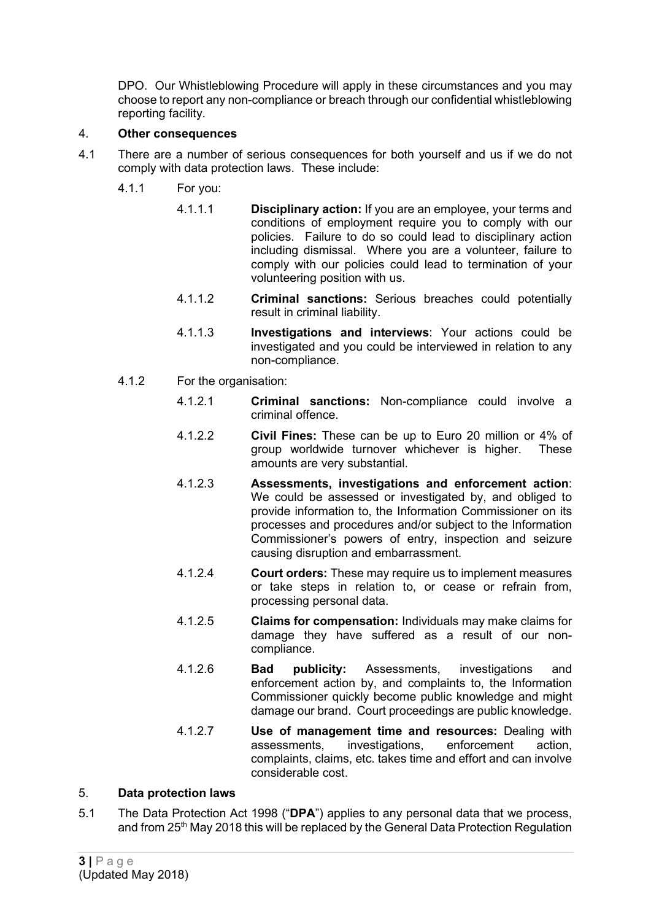DPO. Our Whistleblowing Procedure will apply in these circumstances and you may choose to report any non-compliance or breach through our confidential whistleblowing reporting facility.

## 4. Other consequences

4.1 There are a number of serious consequences for both yourself and us if we do not comply with data protection laws. These include:

4.1.1 For you:

4.1.1.1 **Disciplinary action:** If you are an employee, your terms and conditions of employment require you to comply with our policies. Failure to do so could lead to disciplinary action including dismissal. Where you are a volunteer, failure to comply with our policies could lead to termination of your volunteering position with us.

4.1.1.2 **Criminal sanctions:** Serious breaches could potentially result in criminal liability.

4.1.1.3 **Investigations and interviews**: Your actions could be investigated and you could be interviewed in relation to any non-compliance.

4.1.2 For the organisation:

4.1.2.1 **Criminal sanctions:** Non-compliance could involve a criminal offence.

4.1.2.2 **Civil Fines:** These can be up to Euro 20 million or 4% of group worldwide turnover whichever is higher. These amounts are very substantial.

4.1.2.3 **Assessments, investigations and enforcement action**: We could be assessed or investigated by, and obliged to provide information to, the Information Commissioner on its processes and procedures and/or subject to the Information Commissioner's powers of entry, inspection and seizure causing disruption and embarrassment.

4.1.2.4 **Court orders:** These may require us to implement measures or take steps in relation to, or cease or refrain from, processing personal data.

4.1.2.5 **Claims for compensation:** Individuals may make claims for damage they have suffered as a result of our non-compliance.

4.1.2.6 **Bad publicity:** Assessments, investigations and enforcement action by, and complaints to, the Information Commissioner quickly become public knowledge and might damage our brand. Court proceedings are public knowledge.

4.1.2.7 **Use of management time and resources:** Dealing with assessments, investigations, enforcement action, complaints, claims, etc. takes time and effort and can involve considerable cost.

## 5. Data protection laws

5.1 The Data Protection Act 1998 ("**DPA**") applies to any personal data that we process, and from 25th May 2018 this will be replaced by the General Data Protection Regulation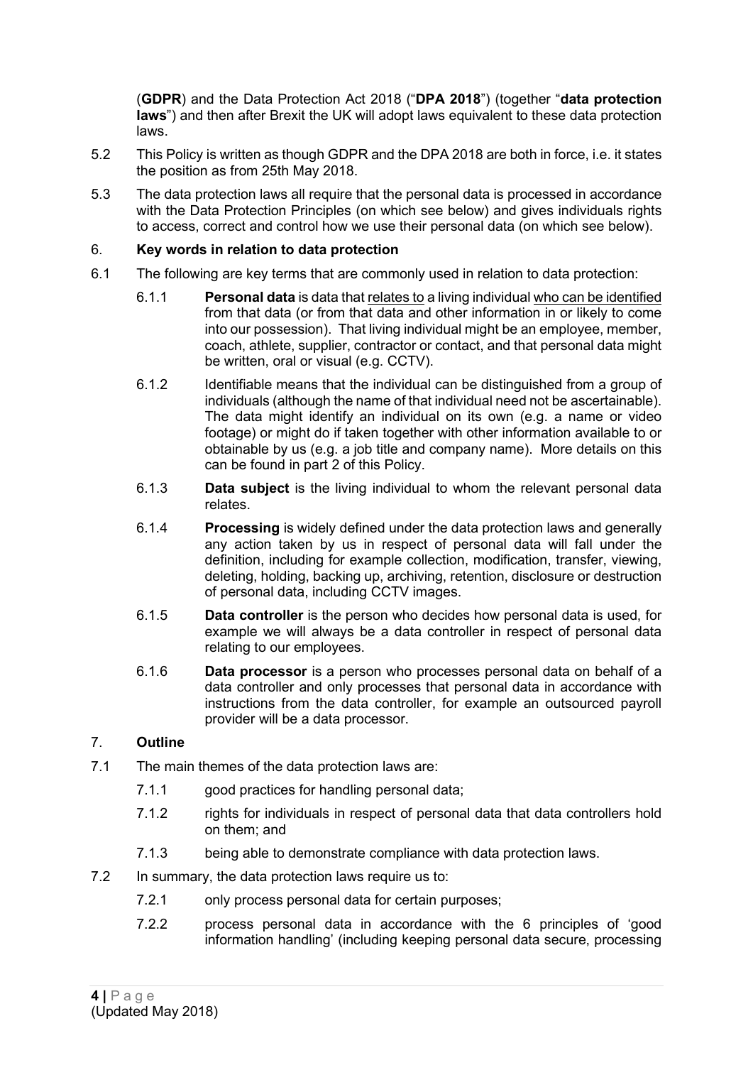(**GDPR**) and the Data Protection Act 2018 ("**DPA 2018**") (together "**data protection laws**") and then after Brexit the UK will adopt laws equivalent to these data protection laws.

5.2 This Policy is written as though GDPR and the DPA 2018 are both in force, i.e. it states the position as from 25th May 2018.

5.3 The data protection laws all require that the personal data is processed in accordance with the Data Protection Principles (on which see below) and gives individuals rights to access, correct and control how we use their personal data (on which see below).

## 6. Key words in relation to data protection

6.1 The following are key terms that are commonly used in relation to data protection:

6.1.1 **Personal data** is data that <u>relates to</u> a living individual <u>who can be identified</u> from that data (or from that data and other information in or likely to come into our possession). That living individual might be an employee, member, coach, athlete, supplier, contractor or contact, and that personal data might be written, oral or visual (e.g. CCTV).

6.1.2 Identifiable means that the individual can be distinguished from a group of individuals (although the name of that individual need not be ascertainable). The data might identify an individual on its own (e.g. a name or video footage) or might do if taken together with other information available to or obtainable by us (e.g. a job title and company name). More details on this can be found in part 2 of this Policy.

6.1.3 **Data subject** is the living individual to whom the relevant personal data relates.

6.1.4 **Processing** is widely defined under the data protection laws and generally any action taken by us in respect of personal data will fall under the definition, including for example collection, modification, transfer, viewing, deleting, holding, backing up, archiving, retention, disclosure or destruction of personal data, including CCTV images.

6.1.5 **Data controller** is the person who decides how personal data is used, for example we will always be a data controller in respect of personal data relating to our employees.

6.1.6 **Data processor** is a person who processes personal data on behalf of a data controller and only processes that personal data in accordance with instructions from the data controller, for example an outsourced payroll provider will be a data processor.

## 7. Outline

7.1 The main themes of the data protection laws are:

7.1.1 good practices for handling personal data;

7.1.2 rights for individuals in respect of personal data that data controllers hold on them; and

7.1.3 being able to demonstrate compliance with data protection laws.

7.2 In summary, the data protection laws require us to:

7.2.1 only process personal data for certain purposes;

7.2.2 process personal data in accordance with the 6 principles of 'good information handling' (including keeping personal data secure, processing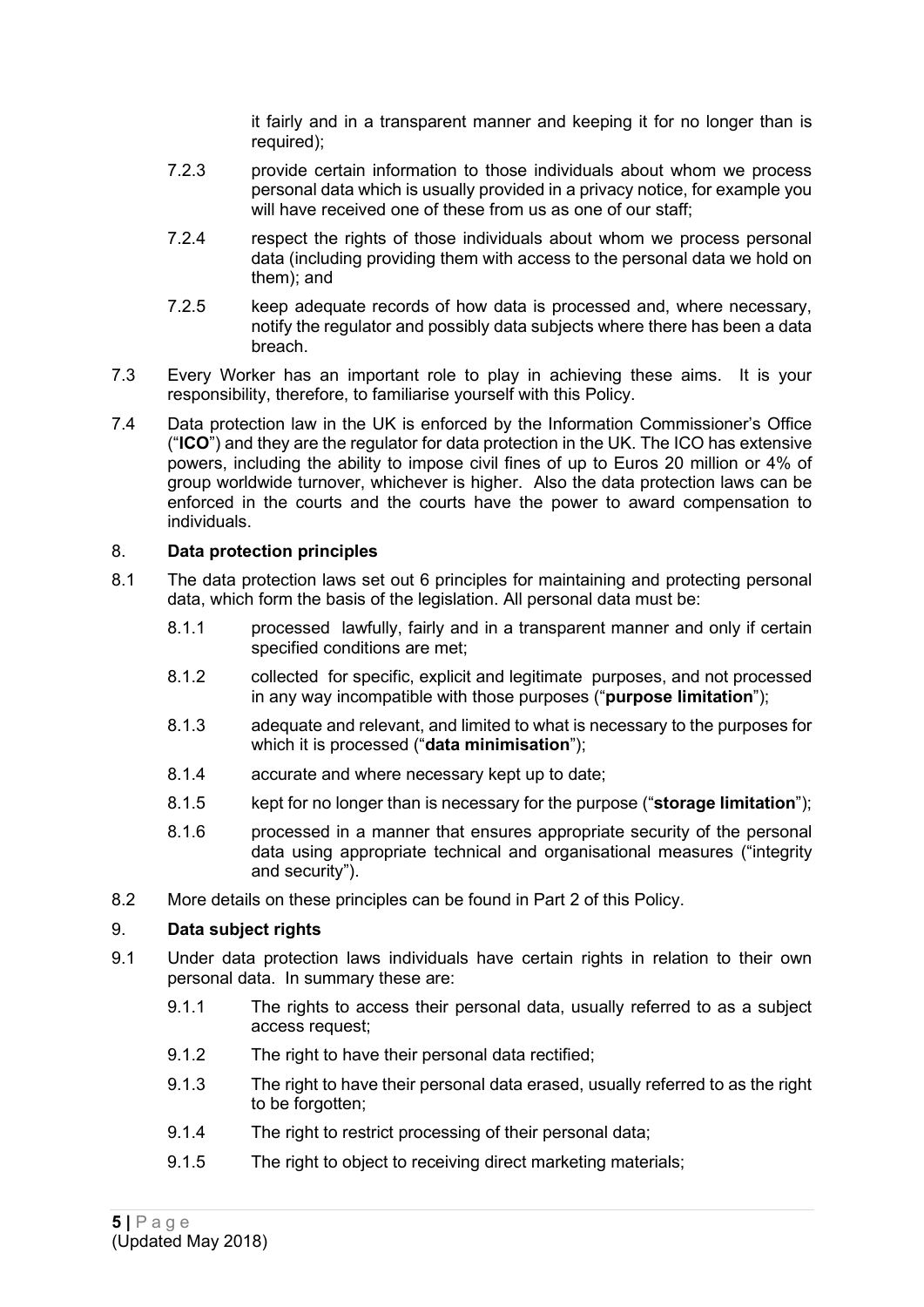it fairly and in a transparent manner and keeping it for no longer than is required);

7.2.3 provide certain information to those individuals about whom we process personal data which is usually provided in a privacy notice, for example you will have received one of these from us as one of our staff;

7.2.4 respect the rights of those individuals about whom we process personal data (including providing them with access to the personal data we hold on them); and

7.2.5 keep adequate records of how data is processed and, where necessary, notify the regulator and possibly data subjects where there has been a data breach.

7.3 Every Worker has an important role to play in achieving these aims. It is your responsibility, therefore, to familiarise yourself with this Policy.

7.4 Data protection law in the UK is enforced by the Information Commissioner's Office ("**ICO**") and they are the regulator for data protection in the UK. The ICO has extensive powers, including the ability to impose civil fines of up to Euros 20 million or 4% of group worldwide turnover, whichever is higher. Also the data protection laws can be enforced in the courts and the courts have the power to award compensation to individuals.

## 8. Data protection principles

8.1 The data protection laws set out 6 principles for maintaining and protecting personal data, which form the basis of the legislation. All personal data must be:

8.1.1 processed lawfully, fairly and in a transparent manner and only if certain specified conditions are met;

8.1.2 collected for specific, explicit and legitimate purposes, and not processed in any way incompatible with those purposes ("**purpose limitation**");

8.1.3 adequate and relevant, and limited to what is necessary to the purposes for which it is processed ("**data minimisation**");

8.1.4 accurate and where necessary kept up to date;

8.1.5 kept for no longer than is necessary for the purpose ("**storage limitation**");

8.1.6 processed in a manner that ensures appropriate security of the personal data using appropriate technical and organisational measures ("integrity and security").

8.2 More details on these principles can be found in Part 2 of this Policy.

## 9. Data subject rights

9.1 Under data protection laws individuals have certain rights in relation to their own personal data. In summary these are:

9.1.1 The rights to access their personal data, usually referred to as a subject access request;

9.1.2 The right to have their personal data rectified;

9.1.3 The right to have their personal data erased, usually referred to as the right to be forgotten;

9.1.4 The right to restrict processing of their personal data;

9.1.5 The right to object to receiving direct marketing materials;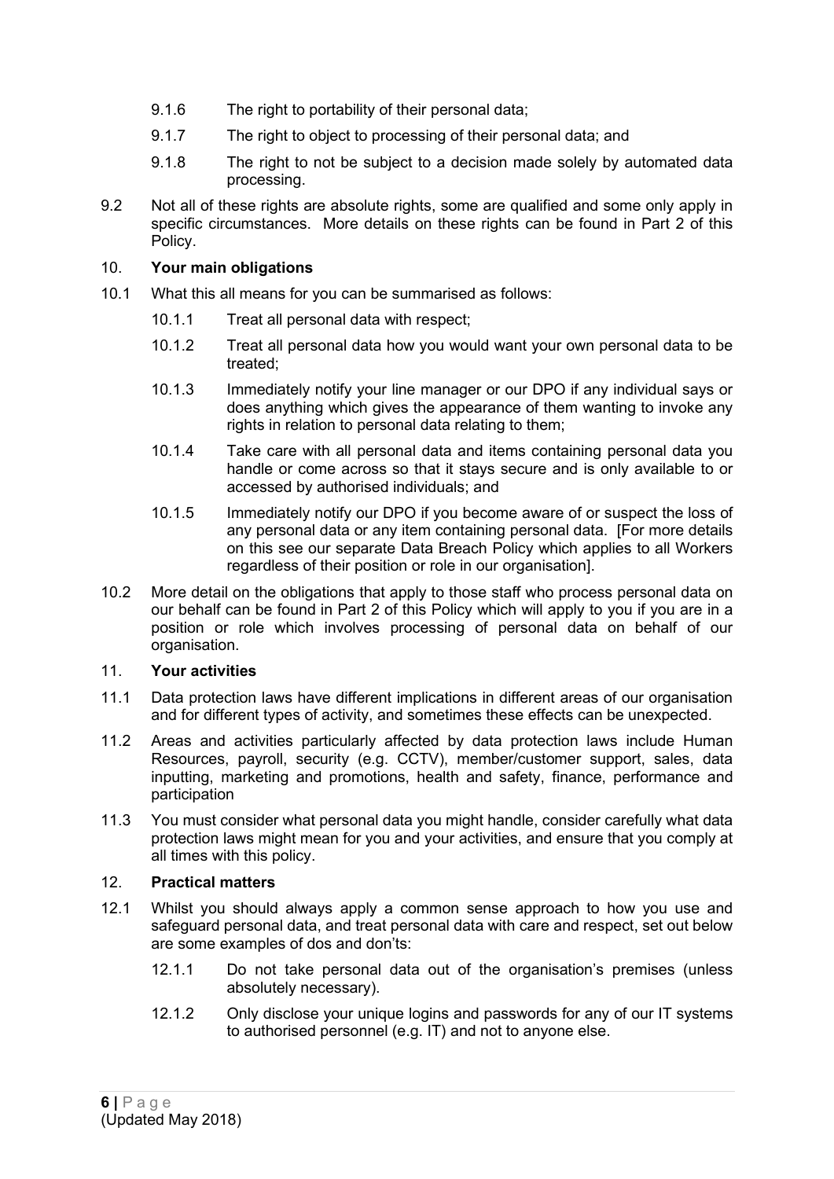9.1.6 The right to portability of their personal data;

9.1.7 The right to object to processing of their personal data; and

9.1.8 The right to not be subject to a decision made solely by automated data processing.

9.2 Not all of these rights are absolute rights, some are qualified and some only apply in specific circumstances. More details on these rights can be found in Part 2 of this Policy.

## 10. **Your main obligations**

10.1 What this all means for you can be summarised as follows:

10.1.1 Treat all personal data with respect;

10.1.2 Treat all personal data how you would want your own personal data to be treated;

10.1.3 Immediately notify your line manager or our DPO if any individual says or does anything which gives the appearance of them wanting to invoke any rights in relation to personal data relating to them;

10.1.4 Take care with all personal data and items containing personal data you handle or come across so that it stays secure and is only available to or accessed by authorised individuals; and

10.1.5 Immediately notify our DPO if you become aware of or suspect the loss of any personal data or any item containing personal data. [For more details on this see our separate Data Breach Policy which applies to all Workers regardless of their position or role in our organisation].

10.2 More detail on the obligations that apply to those staff who process personal data on our behalf can be found in Part 2 of this Policy which will apply to you if you are in a position or role which involves processing of personal data on behalf of our organisation.

## 11. **Your activities**

11.1 Data protection laws have different implications in different areas of our organisation and for different types of activity, and sometimes these effects can be unexpected.

11.2 Areas and activities particularly affected by data protection laws include Human Resources, payroll, security (e.g. CCTV), member/customer support, sales, data inputting, marketing and promotions, health and safety, finance, performance and participation

11.3 You must consider what personal data you might handle, consider carefully what data protection laws might mean for you and your activities, and ensure that you comply at all times with this policy.

## 12. **Practical matters**

12.1 Whilst you should always apply a common sense approach to how you use and safeguard personal data, and treat personal data with care and respect, set out below are some examples of dos and don'ts:

12.1.1 Do not take personal data out of the organisation's premises (unless absolutely necessary).

12.1.2 Only disclose your unique logins and passwords for any of our IT systems to authorised personnel (e.g. IT) and not to anyone else.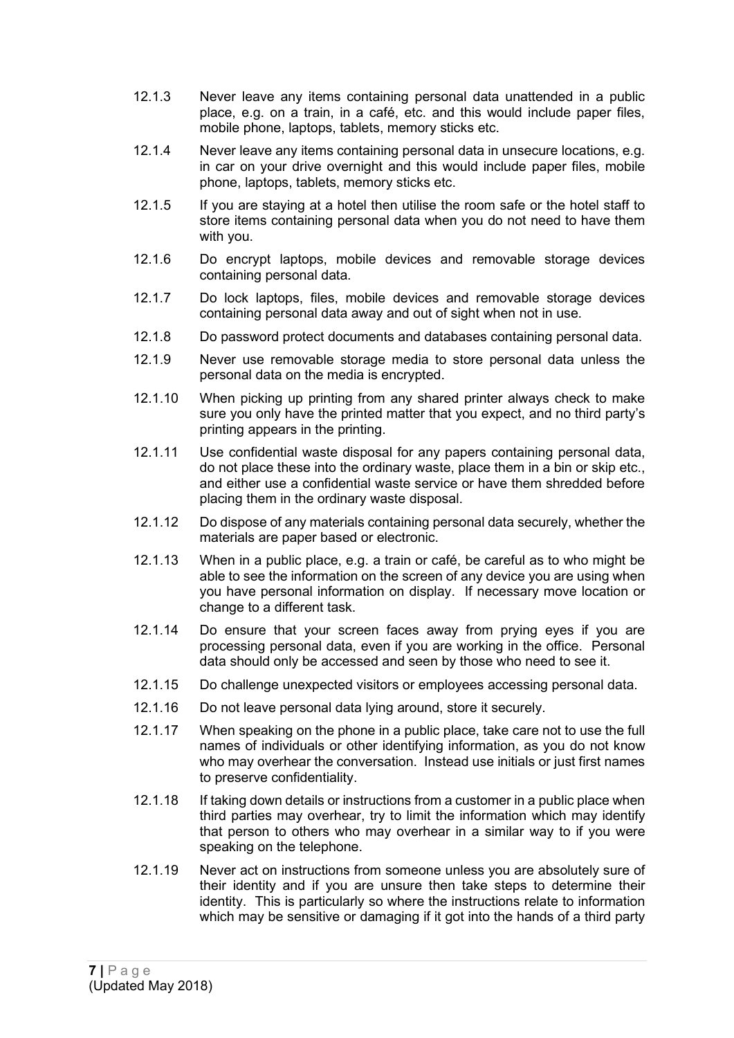12.1.3 Never leave any items containing personal data unattended in a public place, e.g. on a train, in a café, etc. and this would include paper files, mobile phone, laptops, tablets, memory sticks etc.

12.1.4 Never leave any items containing personal data in unsecure locations, e.g. in car on your drive overnight and this would include paper files, mobile phone, laptops, tablets, memory sticks etc.

12.1.5 If you are staying at a hotel then utilise the room safe or the hotel staff to store items containing personal data when you do not need to have them with you.

12.1.6 Do encrypt laptops, mobile devices and removable storage devices containing personal data.

12.1.7 Do lock laptops, files, mobile devices and removable storage devices containing personal data away and out of sight when not in use.

12.1.8 Do password protect documents and databases containing personal data.

12.1.9 Never use removable storage media to store personal data unless the personal data on the media is encrypted.

12.1.10 When picking up printing from any shared printer always check to make sure you only have the printed matter that you expect, and no third party's printing appears in the printing.

12.1.11 Use confidential waste disposal for any papers containing personal data, do not place these into the ordinary waste, place them in a bin or skip etc., and either use a confidential waste service or have them shredded before placing them in the ordinary waste disposal.

12.1.12 Do dispose of any materials containing personal data securely, whether the materials are paper based or electronic.

12.1.13 When in a public place, e.g. a train or café, be careful as to who might be able to see the information on the screen of any device you are using when you have personal information on display. If necessary move location or change to a different task.

12.1.14 Do ensure that your screen faces away from prying eyes if you are processing personal data, even if you are working in the office. Personal data should only be accessed and seen by those who need to see it.

12.1.15 Do challenge unexpected visitors or employees accessing personal data.

12.1.16 Do not leave personal data lying around, store it securely.

12.1.17 When speaking on the phone in a public place, take care not to use the full names of individuals or other identifying information, as you do not know who may overhear the conversation. Instead use initials or just first names to preserve confidentiality.

12.1.18 If taking down details or instructions from a customer in a public place when third parties may overhear, try to limit the information which may identify that person to others who may overhear in a similar way to if you were speaking on the telephone.

12.1.19 Never act on instructions from someone unless you are absolutely sure of their identity and if you are unsure then take steps to determine their identity. This is particularly so where the instructions relate to information which may be sensitive or damaging if it got into the hands of a third party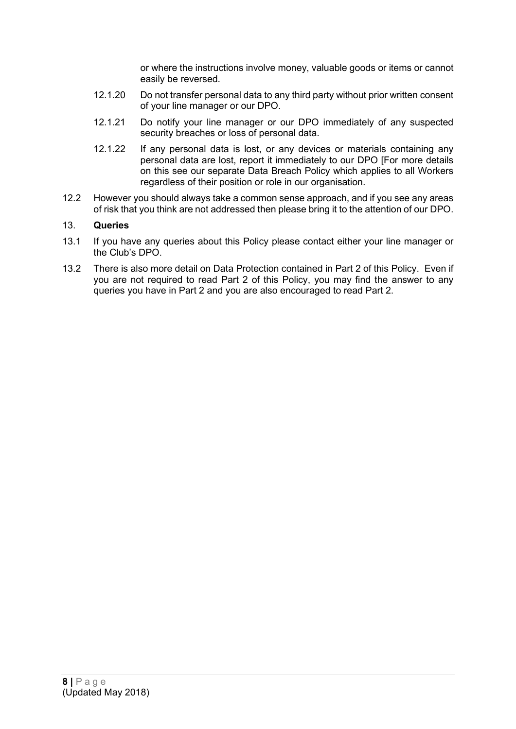or where the instructions involve money, valuable goods or items or cannot easily be reversed.

12.1.20 Do not transfer personal data to any third party without prior written consent of your line manager or our DPO.

12.1.21 Do notify your line manager or our DPO immediately of any suspected security breaches or loss of personal data.

12.1.22 If any personal data is lost, or any devices or materials containing any personal data are lost, report it immediately to our DPO [For more details on this see our separate Data Breach Policy which applies to all Workers regardless of their position or role in our organisation.

12.2 However you should always take a common sense approach, and if you see any areas of risk that you think are not addressed then please bring it to the attention of our DPO.

## 13. **Queries**

13.1 If you have any queries about this Policy please contact either your line manager or the Club's DPO.

13.2 There is also more detail on Data Protection contained in Part 2 of this Policy. Even if you are not required to read Part 2 of this Policy, you may find the answer to any queries you have in Part 2 and you are also encouraged to read Part 2.

(Updated May 2018)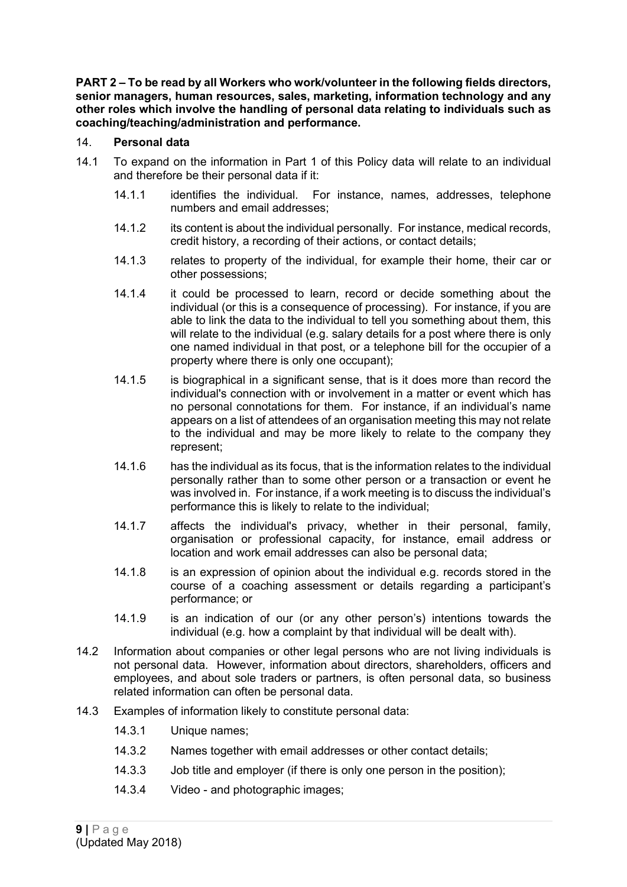**PART 2 – To be read by all Workers who work/volunteer in the following fields directors, senior managers, human resources, sales, marketing, information technology and any other roles which involve the handling of personal data relating to individuals such as coaching/teaching/administration and performance.**

## 14. Personal data

14.1 To expand on the information in Part 1 of this Policy data will relate to an individual and therefore be their personal data if it:

- 14.1.1 identifies the individual. For instance, names, addresses, telephone numbers and email addresses;
- 14.1.2 its content is about the individual personally. For instance, medical records, credit history, a recording of their actions, or contact details;
- 14.1.3 relates to property of the individual, for example their home, their car or other possessions;
- 14.1.4 it could be processed to learn, record or decide something about the individual (or this is a consequence of processing). For instance, if you are able to link the data to the individual to tell you something about them, this will relate to the individual (e.g. salary details for a post where there is only one named individual in that post, or a telephone bill for the occupier of a property where there is only one occupant);
- 14.1.5 is biographical in a significant sense, that is it does more than record the individual's connection with or involvement in a matter or event which has no personal connotations for them. For instance, if an individual's name appears on a list of attendees of an organisation meeting this may not relate to the individual and may be more likely to relate to the company they represent;
- 14.1.6 has the individual as its focus, that is the information relates to the individual personally rather than to some other person or a transaction or event he was involved in. For instance, if a work meeting is to discuss the individual's performance this is likely to relate to the individual;
- 14.1.7 affects the individual's privacy, whether in their personal, family, organisation or professional capacity, for instance, email address or location and work email addresses can also be personal data;
- 14.1.8 is an expression of opinion about the individual e.g. records stored in the course of a coaching assessment or details regarding a participant's performance; or
- 14.1.9 is an indication of our (or any other person's) intentions towards the individual (e.g. how a complaint by that individual will be dealt with).

14.2 Information about companies or other legal persons who are not living individuals is not personal data. However, information about directors, shareholders, officers and employees, and about sole traders or partners, is often personal data, so business related information can often be personal data.

14.3 Examples of information likely to constitute personal data:

- 14.3.1 Unique names;
- 14.3.2 Names together with email addresses or other contact details;
- 14.3.3 Job title and employer (if there is only one person in the position);
- 14.3.4 Video - and photographic images;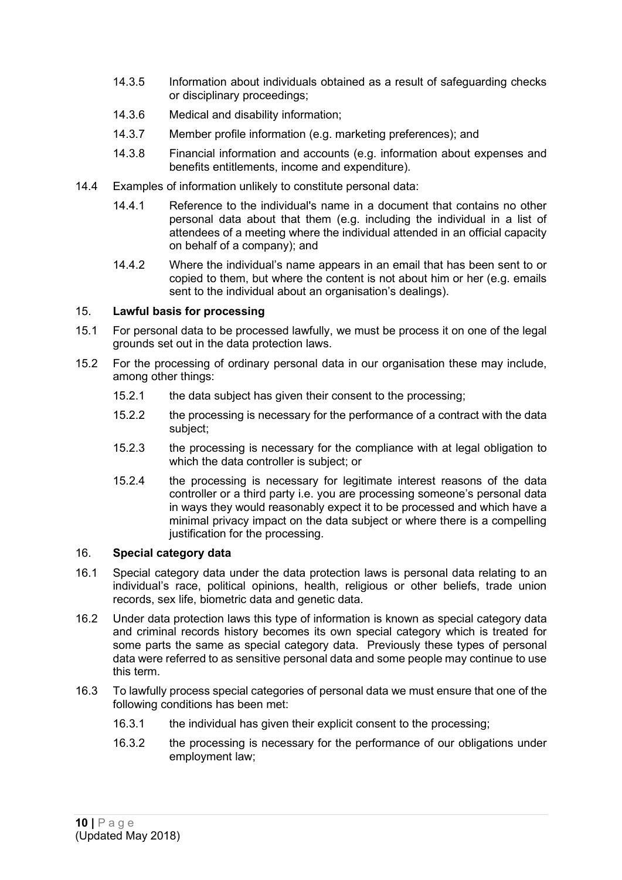14.3.5 Information about individuals obtained as a result of safeguarding checks or disciplinary proceedings;

14.3.6 Medical and disability information;

14.3.7 Member profile information (e.g. marketing preferences); and

14.3.8 Financial information and accounts (e.g. information about expenses and benefits entitlements, income and expenditure).

14.4 Examples of information unlikely to constitute personal data:

14.4.1 Reference to the individual's name in a document that contains no other personal data about that them (e.g. including the individual in a list of attendees of a meeting where the individual attended in an official capacity on behalf of a company); and

14.4.2 Where the individual's name appears in an email that has been sent to or copied to them, but where the content is not about him or her (e.g. emails sent to the individual about an organisation's dealings).

## 15. **Lawful basis for processing**

15.1 For personal data to be processed lawfully, we must be process it on one of the legal grounds set out in the data protection laws.

15.2 For the processing of ordinary personal data in our organisation these may include, among other things:

15.2.1 the data subject has given their consent to the processing;

15.2.2 the processing is necessary for the performance of a contract with the data subject;

15.2.3 the processing is necessary for the compliance with at legal obligation to which the data controller is subject; or

15.2.4 the processing is necessary for legitimate interest reasons of the data controller or a third party i.e. you are processing someone's personal data in ways they would reasonably expect it to be processed and which have a minimal privacy impact on the data subject or where there is a compelling justification for the processing.

## 16. **Special category data**

16.1 Special category data under the data protection laws is personal data relating to an individual's race, political opinions, health, religious or other beliefs, trade union records, sex life, biometric data and genetic data.

16.2 Under data protection laws this type of information is known as special category data and criminal records history becomes its own special category which is treated for some parts the same as special category data. Previously these types of personal data were referred to as sensitive personal data and some people may continue to use this term.

16.3 To lawfully process special categories of personal data we must ensure that one of the following conditions has been met:

16.3.1 the individual has given their explicit consent to the processing;

16.3.2 the processing is necessary for the performance of our obligations under employment law;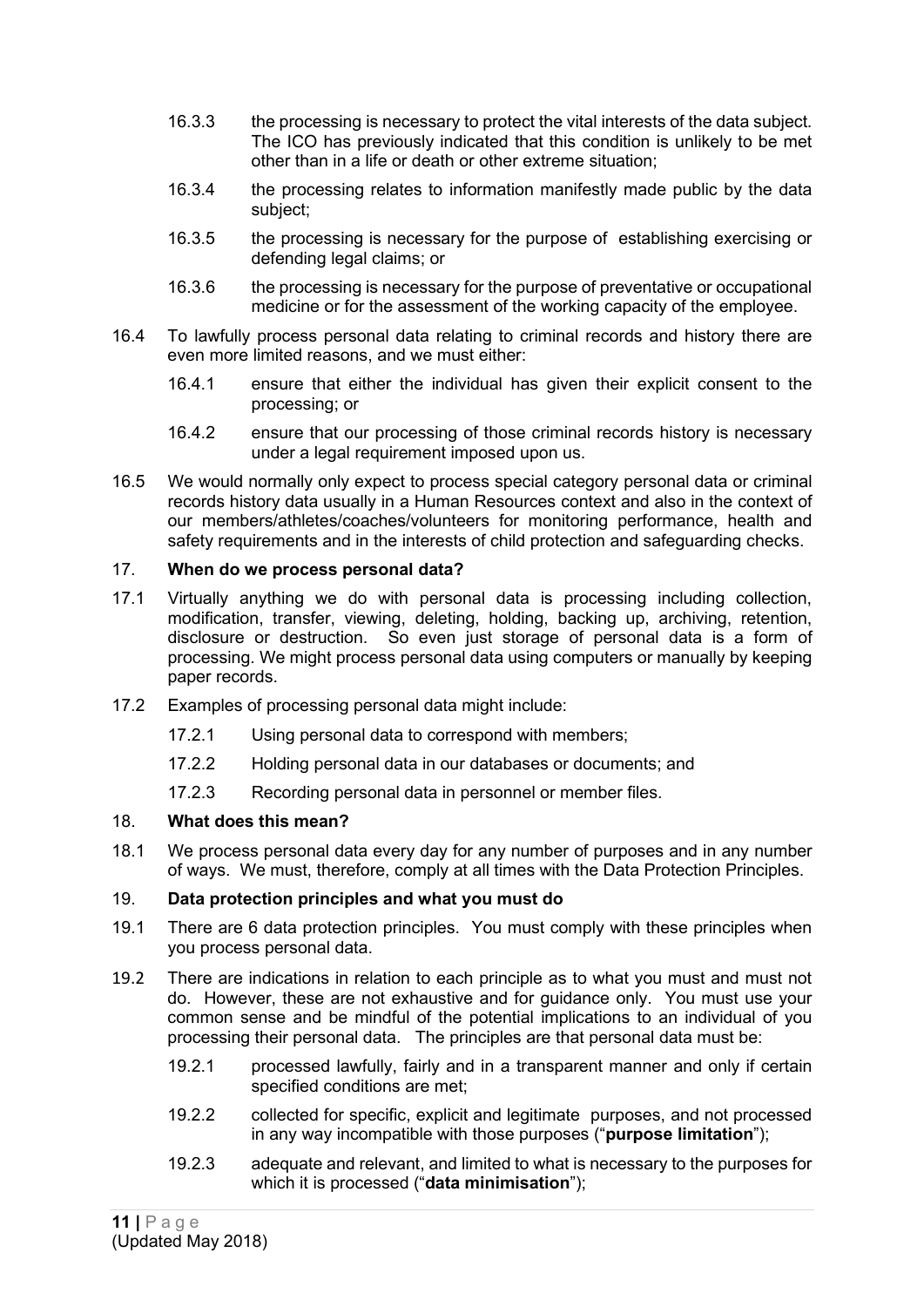16.3.3 the processing is necessary to protect the vital interests of the data subject. The ICO has previously indicated that this condition is unlikely to be met other than in a life or death or other extreme situation;

16.3.4 the processing relates to information manifestly made public by the data subject;

16.3.5 the processing is necessary for the purpose of establishing exercising or defending legal claims; or

16.3.6 the processing is necessary for the purpose of preventative or occupational medicine or for the assessment of the working capacity of the employee.

16.4 To lawfully process personal data relating to criminal records and history there are even more limited reasons, and we must either:

16.4.1 ensure that either the individual has given their explicit consent to the processing; or

16.4.2 ensure that our processing of those criminal records history is necessary under a legal requirement imposed upon us.

16.5 We would normally only expect to process special category personal data or criminal records history data usually in a Human Resources context and also in the context of our members/athletes/coaches/volunteers for monitoring performance, health and safety requirements and in the interests of child protection and safeguarding checks.

## 17. When do we process personal data?

17.1 Virtually anything we do with personal data is processing including collection, modification, transfer, viewing, deleting, holding, backing up, archiving, retention, disclosure or destruction. So even just storage of personal data is a form of processing. We might process personal data using computers or manually by keeping paper records.

17.2 Examples of processing personal data might include:

17.2.1 Using personal data to correspond with members;

17.2.2 Holding personal data in our databases or documents; and

17.2.3 Recording personal data in personnel or member files.

## 18. What does this mean?

18.1 We process personal data every day for any number of purposes and in any number of ways. We must, therefore, comply at all times with the Data Protection Principles.

## 19. Data protection principles and what you must do

19.1 There are 6 data protection principles. You must comply with these principles when you process personal data.

19.2 There are indications in relation to each principle as to what you must and must not do. However, these are not exhaustive and for guidance only. You must use your common sense and be mindful of the potential implications to an individual of you processing their personal data. The principles are that personal data must be:

19.2.1 processed lawfully, fairly and in a transparent manner and only if certain specified conditions are met;

19.2.2 collected for specific, explicit and legitimate purposes, and not processed in any way incompatible with those purposes ("**purpose limitation**");

19.2.3 adequate and relevant, and limited to what is necessary to the purposes for which it is processed ("**data minimisation**");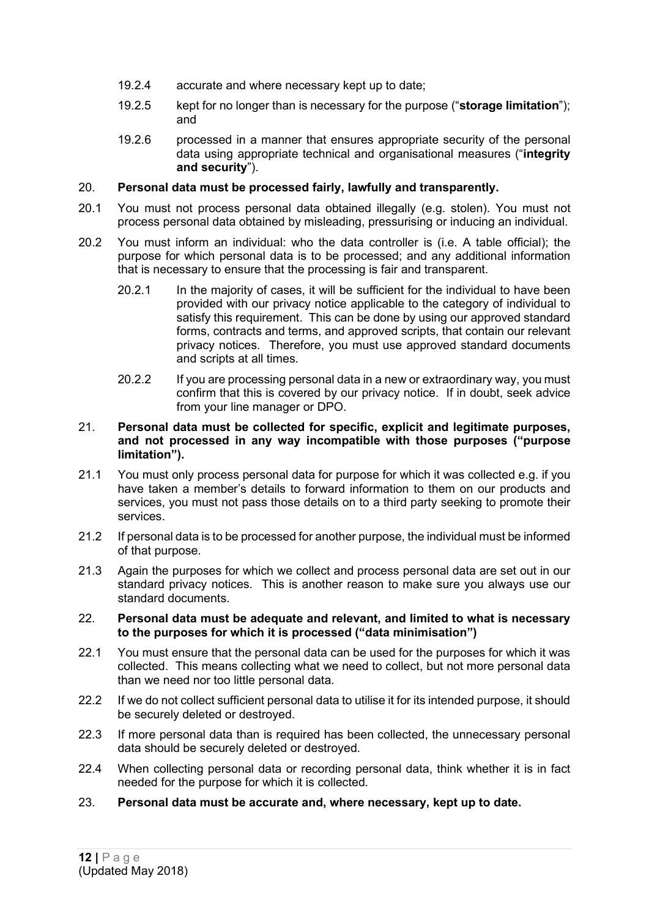19.2.4 accurate and where necessary kept up to date;

19.2.5 kept for no longer than is necessary for the purpose ("**storage limitation**"); and

19.2.6 processed in a manner that ensures appropriate security of the personal data using appropriate technical and organisational measures ("**integrity and security**").

20. **Personal data must be processed fairly, lawfully and transparently.**

20.1 You must not process personal data obtained illegally (e.g. stolen). You must not process personal data obtained by misleading, pressurising or inducing an individual.

20.2 You must inform an individual: who the data controller is (i.e. A table official); the purpose for which personal data is to be processed; and any additional information that is necessary to ensure that the processing is fair and transparent.

20.2.1 In the majority of cases, it will be sufficient for the individual to have been provided with our privacy notice applicable to the category of individual to satisfy this requirement. This can be done by using our approved standard forms, contracts and terms, and approved scripts, that contain our relevant privacy notices. Therefore, you must use approved standard documents and scripts at all times.

20.2.2 If you are processing personal data in a new or extraordinary way, you must confirm that this is covered by our privacy notice. If in doubt, seek advice from your line manager or DPO.

21. **Personal data must be collected for specific, explicit and legitimate purposes, and not processed in any way incompatible with those purposes ("purpose limitation").**

21.1 You must only process personal data for purpose for which it was collected e.g. if you have taken a member's details to forward information to them on our products and services, you must not pass those details on to a third party seeking to promote their services.

21.2 If personal data is to be processed for another purpose, the individual must be informed of that purpose.

21.3 Again the purposes for which we collect and process personal data are set out in our standard privacy notices. This is another reason to make sure you always use our standard documents.

22. **Personal data must be adequate and relevant, and limited to what is necessary to the purposes for which it is processed ("data minimisation")**

22.1 You must ensure that the personal data can be used for the purposes for which it was collected. This means collecting what we need to collect, but not more personal data than we need nor too little personal data.

22.2 If we do not collect sufficient personal data to utilise it for its intended purpose, it should be securely deleted or destroyed.

22.3 If more personal data than is required has been collected, the unnecessary personal data should be securely deleted or destroyed.

22.4 When collecting personal data or recording personal data, think whether it is in fact needed for the purpose for which it is collected.

23. **Personal data must be accurate and, where necessary, kept up to date.**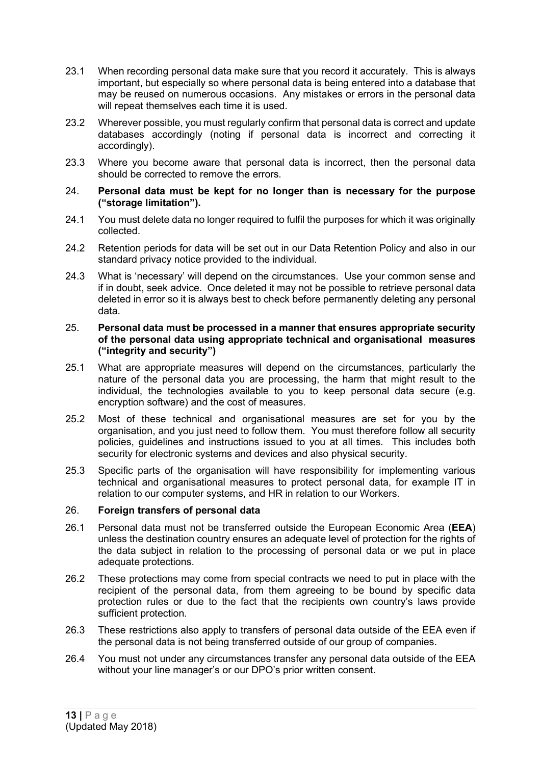23.1 When recording personal data make sure that you record it accurately. This is always important, but especially so where personal data is being entered into a database that may be reused on numerous occasions. Any mistakes or errors in the personal data will repeat themselves each time it is used.

23.2 Wherever possible, you must regularly confirm that personal data is correct and update databases accordingly (noting if personal data is incorrect and correcting it accordingly).

23.3 Where you become aware that personal data is incorrect, then the personal data should be corrected to remove the errors.

**24. Personal data must be kept for no longer than is necessary for the purpose ("storage limitation").**

24.1 You must delete data no longer required to fulfil the purposes for which it was originally collected.

24.2 Retention periods for data will be set out in our Data Retention Policy and also in our standard privacy notice provided to the individual.

24.3 What is 'necessary' will depend on the circumstances. Use your common sense and if in doubt, seek advice. Once deleted it may not be possible to retrieve personal data deleted in error so it is always best to check before permanently deleting any personal data.

**25. Personal data must be processed in a manner that ensures appropriate security of the personal data using appropriate technical and organisational measures ("integrity and security")**

25.1 What are appropriate measures will depend on the circumstances, particularly the nature of the personal data you are processing, the harm that might result to the individual, the technologies available to you to keep personal data secure (e.g. encryption software) and the cost of measures.

25.2 Most of these technical and organisational measures are set for you by the organisation, and you just need to follow them. You must therefore follow all security policies, guidelines and instructions issued to you at all times. This includes both security for electronic systems and devices and also physical security.

25.3 Specific parts of the organisation will have responsibility for implementing various technical and organisational measures to protect personal data, for example IT in relation to our computer systems, and HR in relation to our Workers.

**26. Foreign transfers of personal data**

26.1 Personal data must not be transferred outside the European Economic Area (**EEA**) unless the destination country ensures an adequate level of protection for the rights of the data subject in relation to the processing of personal data or we put in place adequate protections.

26.2 These protections may come from special contracts we need to put in place with the recipient of the personal data, from them agreeing to be bound by specific data protection rules or due to the fact that the recipients own country's laws provide sufficient protection.

26.3 These restrictions also apply to transfers of personal data outside of the EEA even if the personal data is not being transferred outside of our group of companies.

26.4 You must not under any circumstances transfer any personal data outside of the EEA without your line manager's or our DPO's prior written consent.

(Updated May 2018)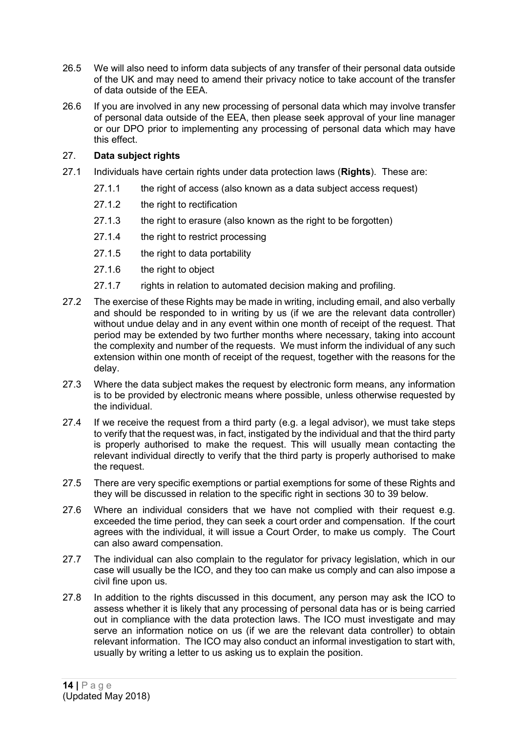26.5 We will also need to inform data subjects of any transfer of their personal data outside of the UK and may need to amend their privacy notice to take account of the transfer of data outside of the EEA.

26.6 If you are involved in any new processing of personal data which may involve transfer of personal data outside of the EEA, then please seek approval of your line manager or our DPO prior to implementing any processing of personal data which may have this effect.

## 27. Data subject rights

27.1 Individuals have certain rights under data protection laws (**Rights**). These are:

- 27.1.1 the right of access (also known as a data subject access request)
- 27.1.2 the right to rectification
- 27.1.3 the right to erasure (also known as the right to be forgotten)
- 27.1.4 the right to restrict processing
- 27.1.5 the right to data portability
- 27.1.6 the right to object
- 27.1.7 rights in relation to automated decision making and profiling.

27.2 The exercise of these Rights may be made in writing, including email, and also verbally and should be responded to in writing by us (if we are the relevant data controller) without undue delay and in any event within one month of receipt of the request. That period may be extended by two further months where necessary, taking into account the complexity and number of the requests. We must inform the individual of any such extension within one month of receipt of the request, together with the reasons for the delay.

27.3 Where the data subject makes the request by electronic form means, any information is to be provided by electronic means where possible, unless otherwise requested by the individual.

27.4 If we receive the request from a third party (e.g. a legal advisor), we must take steps to verify that the request was, in fact, instigated by the individual and that the third party is properly authorised to make the request. This will usually mean contacting the relevant individual directly to verify that the third party is properly authorised to make the request.

27.5 There are very specific exemptions or partial exemptions for some of these Rights and they will be discussed in relation to the specific right in sections 30 to 39 below.

27.6 Where an individual considers that we have not complied with their request e.g. exceeded the time period, they can seek a court order and compensation. If the court agrees with the individual, it will issue a Court Order, to make us comply. The Court can also award compensation.

27.7 The individual can also complain to the regulator for privacy legislation, which in our case will usually be the ICO, and they too can make us comply and can also impose a civil fine upon us.

27.8 In addition to the rights discussed in this document, any person may ask the ICO to assess whether it is likely that any processing of personal data has or is being carried out in compliance with the data protection laws. The ICO must investigate and may serve an information notice on us (if we are the relevant data controller) to obtain relevant information. The ICO may also conduct an informal investigation to start with, usually by writing a letter to us asking us to explain the position.

(Updated May 2018)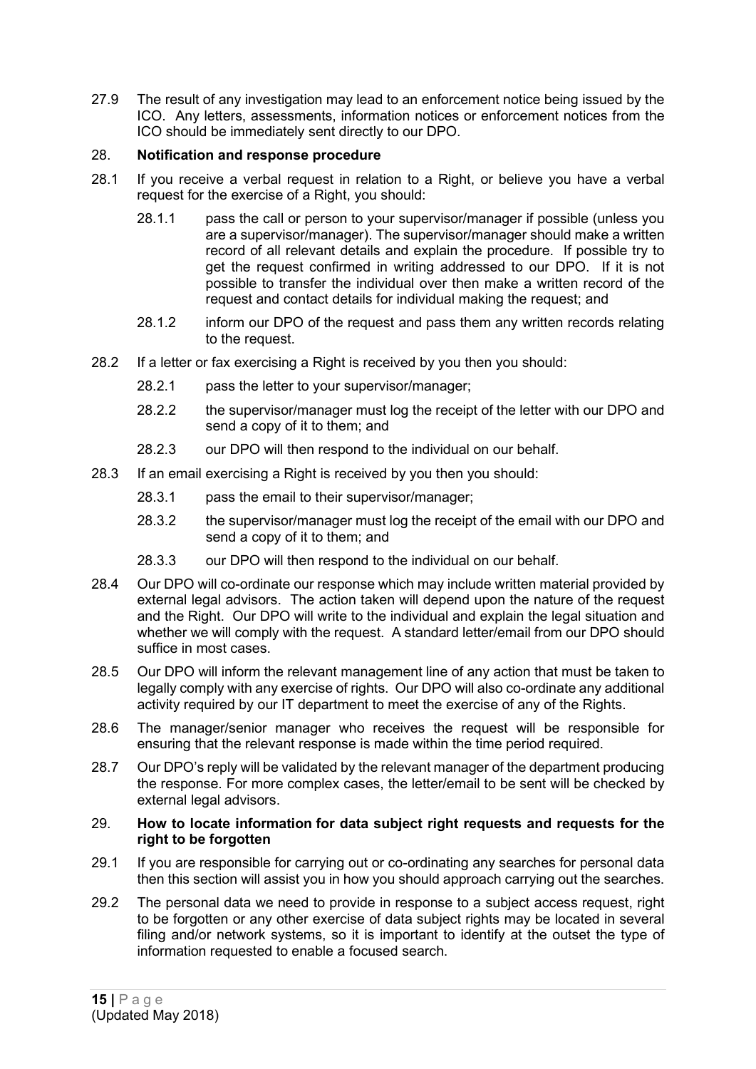27.9 The result of any investigation may lead to an enforcement notice being issued by the ICO. Any letters, assessments, information notices or enforcement notices from the ICO should be immediately sent directly to our DPO.

## 28. Notification and response procedure

28.1 If you receive a verbal request in relation to a Right, or believe you have a verbal request for the exercise of a Right, you should:

> 28.1.1 pass the call or person to your supervisor/manager if possible (unless you are a supervisor/manager). The supervisor/manager should make a written record of all relevant details and explain the procedure. If possible try to get the request confirmed in writing addressed to our DPO. If it is not possible to transfer the individual over then make a written record of the request and contact details for individual making the request; and
>
> 28.1.2 inform our DPO of the request and pass them any written records relating to the request.

28.2 If a letter or fax exercising a Right is received by you then you should:

> 28.2.1 pass the letter to your supervisor/manager;
>
> 28.2.2 the supervisor/manager must log the receipt of the letter with our DPO and send a copy of it to them; and
>
> 28.2.3 our DPO will then respond to the individual on our behalf.

28.3 If an email exercising a Right is received by you then you should:

> 28.3.1 pass the email to their supervisor/manager;
>
> 28.3.2 the supervisor/manager must log the receipt of the email with our DPO and send a copy of it to them; and
>
> 28.3.3 our DPO will then respond to the individual on our behalf.

28.4 Our DPO will co-ordinate our response which may include written material provided by external legal advisors. The action taken will depend upon the nature of the request and the Right. Our DPO will write to the individual and explain the legal situation and whether we will comply with the request. A standard letter/email from our DPO should suffice in most cases.

28.5 Our DPO will inform the relevant management line of any action that must be taken to legally comply with any exercise of rights. Our DPO will also co-ordinate any additional activity required by our IT department to meet the exercise of any of the Rights.

28.6 The manager/senior manager who receives the request will be responsible for ensuring that the relevant response is made within the time period required.

28.7 Our DPO's reply will be validated by the relevant manager of the department producing the response. For more complex cases, the letter/email to be sent will be checked by external legal advisors.

## 29. How to locate information for data subject right requests and requests for the right to be forgotten

29.1 If you are responsible for carrying out or co-ordinating any searches for personal data then this section will assist you in how you should approach carrying out the searches.

29.2 The personal data we need to provide in response to a subject access request, right to be forgotten or any other exercise of data subject rights may be located in several filing and/or network systems, so it is important to identify at the outset the type of information requested to enable a focused search.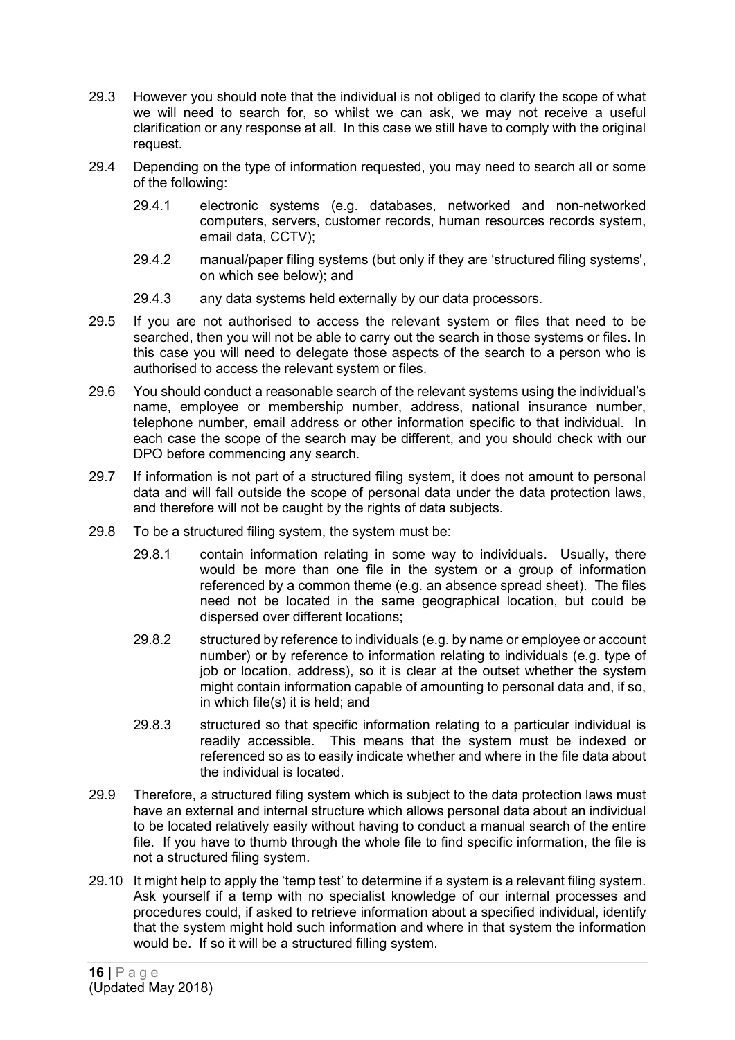29.3 However you should note that the individual is not obliged to clarify the scope of what we will need to search for, so whilst we can ask, we may not receive a useful clarification or any response at all. In this case we still have to comply with the original request.

29.4 Depending on the type of information requested, you may need to search all or some of the following:

29.4.1 electronic systems (e.g. databases, networked and non-networked computers, servers, customer records, human resources records system, email data, CCTV);

29.4.2 manual/paper filing systems (but only if they are 'structured filing systems', on which see below); and

29.4.3 any data systems held externally by our data processors.

29.5 If you are not authorised to access the relevant system or files that need to be searched, then you will not be able to carry out the search in those systems or files. In this case you will need to delegate those aspects of the search to a person who is authorised to access the relevant system or files.

29.6 You should conduct a reasonable search of the relevant systems using the individual's name, employee or membership number, address, national insurance number, telephone number, email address or other information specific to that individual. In each case the scope of the search may be different, and you should check with our DPO before commencing any search.

29.7 If information is not part of a structured filing system, it does not amount to personal data and will fall outside the scope of personal data under the data protection laws, and therefore will not be caught by the rights of data subjects.

29.8 To be a structured filing system, the system must be:

29.8.1 contain information relating in some way to individuals. Usually, there would be more than one file in the system or a group of information referenced by a common theme (e.g. an absence spread sheet). The files need not be located in the same geographical location, but could be dispersed over different locations;

29.8.2 structured by reference to individuals (e.g. by name or employee or account number) or by reference to information relating to individuals (e.g. type of job or location, address), so it is clear at the outset whether the system might contain information capable of amounting to personal data and, if so, in which file(s) it is held; and

29.8.3 structured so that specific information relating to a particular individual is readily accessible. This means that the system must be indexed or referenced so as to easily indicate whether and where in the file data about the individual is located.

29.9 Therefore, a structured filing system which is subject to the data protection laws must have an external and internal structure which allows personal data about an individual to be located relatively easily without having to conduct a manual search of the entire file. If you have to thumb through the whole file to find specific information, the file is not a structured filing system.

29.10 It might help to apply the 'temp test' to determine if a system is a relevant filing system. Ask yourself if a temp with no specialist knowledge of our internal processes and procedures could, if asked to retrieve information about a specified individual, identify that the system might hold such information and where in that system the information would be. If so it will be a structured filling system.

(Updated May 2018)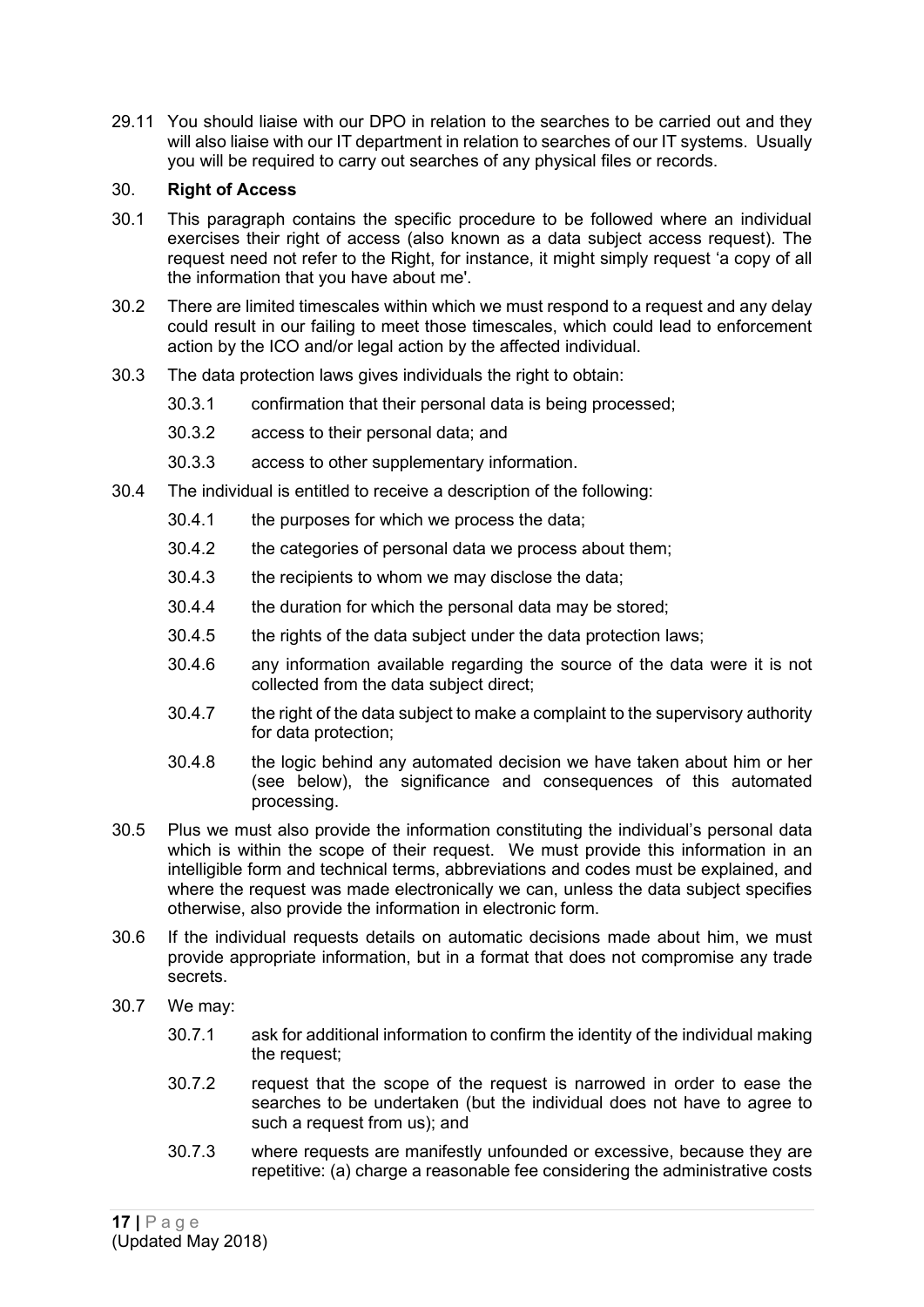29.11 You should liaise with our DPO in relation to the searches to be carried out and they will also liaise with our IT department in relation to searches of our IT systems. Usually you will be required to carry out searches of any physical files or records.

## 30. **Right of Access**

30.1 This paragraph contains the specific procedure to be followed where an individual exercises their right of access (also known as a data subject access request). The request need not refer to the Right, for instance, it might simply request 'a copy of all the information that you have about me'.

30.2 There are limited timescales within which we must respond to a request and any delay could result in our failing to meet those timescales, which could lead to enforcement action by the ICO and/or legal action by the affected individual.

30.3 The data protection laws gives individuals the right to obtain:

- 30.3.1 confirmation that their personal data is being processed;
- 30.3.2 access to their personal data; and
- 30.3.3 access to other supplementary information.

30.4 The individual is entitled to receive a description of the following:

- 30.4.1 the purposes for which we process the data;
- 30.4.2 the categories of personal data we process about them;
- 30.4.3 the recipients to whom we may disclose the data;
- 30.4.4 the duration for which the personal data may be stored;
- 30.4.5 the rights of the data subject under the data protection laws;
- 30.4.6 any information available regarding the source of the data were it is not collected from the data subject direct;
- 30.4.7 the right of the data subject to make a complaint to the supervisory authority for data protection;
- 30.4.8 the logic behind any automated decision we have taken about him or her (see below), the significance and consequences of this automated processing.

30.5 Plus we must also provide the information constituting the individual's personal data which is within the scope of their request. We must provide this information in an intelligible form and technical terms, abbreviations and codes must be explained, and where the request was made electronically we can, unless the data subject specifies otherwise, also provide the information in electronic form.

30.6 If the individual requests details on automatic decisions made about him, we must provide appropriate information, but in a format that does not compromise any trade secrets.

30.7 We may:

- 30.7.1 ask for additional information to confirm the identity of the individual making the request;
- 30.7.2 request that the scope of the request is narrowed in order to ease the searches to be undertaken (but the individual does not have to agree to such a request from us); and
- 30.7.3 where requests are manifestly unfounded or excessive, because they are repetitive: (a) charge a reasonable fee considering the administrative costs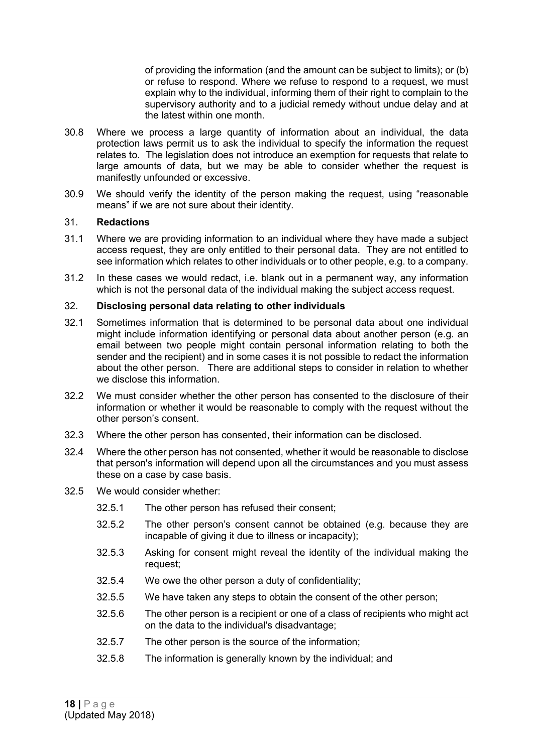of providing the information (and the amount can be subject to limits); or (b) or refuse to respond. Where we refuse to respond to a request, we must explain why to the individual, informing them of their right to complain to the supervisory authority and to a judicial remedy without undue delay and at the latest within one month.

30.8 Where we process a large quantity of information about an individual, the data protection laws permit us to ask the individual to specify the information the request relates to. The legislation does not introduce an exemption for requests that relate to large amounts of data, but we may be able to consider whether the request is manifestly unfounded or excessive.

30.9 We should verify the identity of the person making the request, using "reasonable means" if we are not sure about their identity.

## 31. Redactions

31.1 Where we are providing information to an individual where they have made a subject access request, they are only entitled to their personal data. They are not entitled to see information which relates to other individuals or to other people, e.g. to a company.

31.2 In these cases we would redact, i.e. blank out in a permanent way, any information which is not the personal data of the individual making the subject access request.

## 32. Disclosing personal data relating to other individuals

32.1 Sometimes information that is determined to be personal data about one individual might include information identifying or personal data about another person (e.g. an email between two people might contain personal information relating to both the sender and the recipient) and in some cases it is not possible to redact the information about the other person. There are additional steps to consider in relation to whether we disclose this information.

32.2 We must consider whether the other person has consented to the disclosure of their information or whether it would be reasonable to comply with the request without the other person's consent.

32.3 Where the other person has consented, their information can be disclosed.

32.4 Where the other person has not consented, whether it would be reasonable to disclose that person's information will depend upon all the circumstances and you must assess these on a case by case basis.

32.5 We would consider whether:

- 32.5.1 The other person has refused their consent;
- 32.5.2 The other person's consent cannot be obtained (e.g. because they are incapable of giving it due to illness or incapacity);
- 32.5.3 Asking for consent might reveal the identity of the individual making the request;
- 32.5.4 We owe the other person a duty of confidentiality;
- 32.5.5 We have taken any steps to obtain the consent of the other person;
- 32.5.6 The other person is a recipient or one of a class of recipients who might act on the data to the individual's disadvantage;
- 32.5.7 The other person is the source of the information;
- 32.5.8 The information is generally known by the individual; and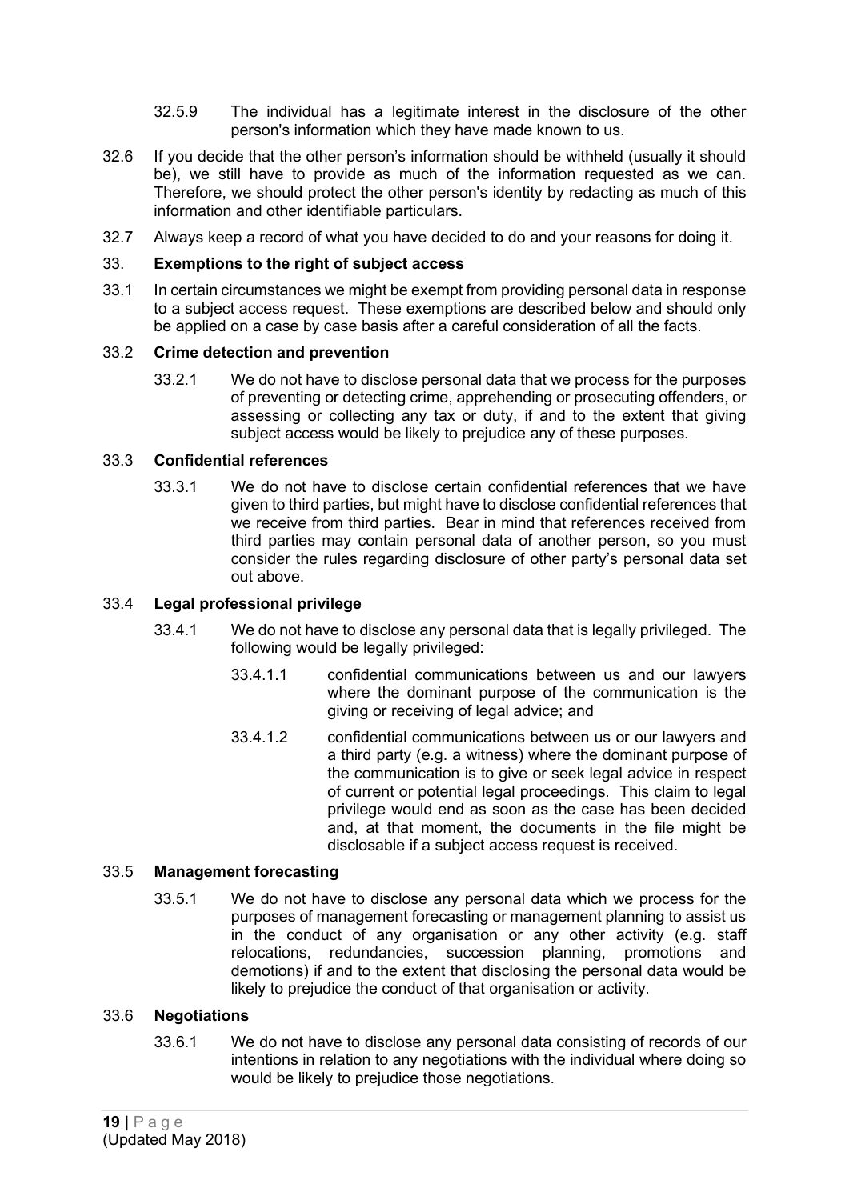32.5.9 The individual has a legitimate interest in the disclosure of the other person's information which they have made known to us.

32.6 If you decide that the other person's information should be withheld (usually it should be), we still have to provide as much of the information requested as we can. Therefore, we should protect the other person's identity by redacting as much of this information and other identifiable particulars.

32.7 Always keep a record of what you have decided to do and your reasons for doing it.

## 33. **Exemptions to the right of subject access**

33.1 In certain circumstances we might be exempt from providing personal data in response to a subject access request. These exemptions are described below and should only be applied on a case by case basis after a careful consideration of all the facts.

### 33.2 **Crime detection and prevention**

33.2.1 We do not have to disclose personal data that we process for the purposes of preventing or detecting crime, apprehending or prosecuting offenders, or assessing or collecting any tax or duty, if and to the extent that giving subject access would be likely to prejudice any of these purposes.

### 33.3 **Confidential references**

33.3.1 We do not have to disclose certain confidential references that we have given to third parties, but might have to disclose confidential references that we receive from third parties. Bear in mind that references received from third parties may contain personal data of another person, so you must consider the rules regarding disclosure of other party's personal data set out above.

### 33.4 **Legal professional privilege**

33.4.1 We do not have to disclose any personal data that is legally privileged. The following would be legally privileged:

33.4.1.1 confidential communications between us and our lawyers where the dominant purpose of the communication is the giving or receiving of legal advice; and

33.4.1.2 confidential communications between us or our lawyers and a third party (e.g. a witness) where the dominant purpose of the communication is to give or seek legal advice in respect of current or potential legal proceedings. This claim to legal privilege would end as soon as the case has been decided and, at that moment, the documents in the file might be disclosable if a subject access request is received.

### 33.5 **Management forecasting**

33.5.1 We do not have to disclose any personal data which we process for the purposes of management forecasting or management planning to assist us in the conduct of any organisation or any other activity (e.g. staff relocations, redundancies, succession planning, promotions and demotions) if and to the extent that disclosing the personal data would be likely to prejudice the conduct of that organisation or activity.

### 33.6 **Negotiations**

33.6.1 We do not have to disclose any personal data consisting of records of our intentions in relation to any negotiations with the individual where doing so would be likely to prejudice those negotiations.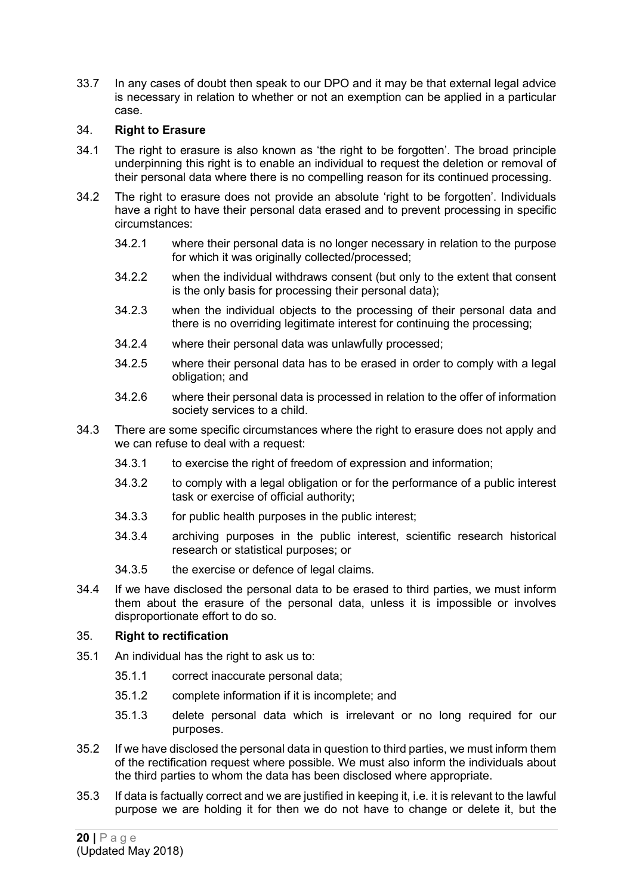33.7 In any cases of doubt then speak to our DPO and it may be that external legal advice is necessary in relation to whether or not an exemption can be applied in a particular case.

## 34. **Right to Erasure**

34.1 The right to erasure is also known as 'the right to be forgotten'. The broad principle underpinning this right is to enable an individual to request the deletion or removal of their personal data where there is no compelling reason for its continued processing.

34.2 The right to erasure does not provide an absolute 'right to be forgotten'. Individuals have a right to have their personal data erased and to prevent processing in specific circumstances:

- 34.2.1 where their personal data is no longer necessary in relation to the purpose for which it was originally collected/processed;
- 34.2.2 when the individual withdraws consent (but only to the extent that consent is the only basis for processing their personal data);
- 34.2.3 when the individual objects to the processing of their personal data and there is no overriding legitimate interest for continuing the processing;
- 34.2.4 where their personal data was unlawfully processed;
- 34.2.5 where their personal data has to be erased in order to comply with a legal obligation; and
- 34.2.6 where their personal data is processed in relation to the offer of information society services to a child.

34.3 There are some specific circumstances where the right to erasure does not apply and we can refuse to deal with a request:

- 34.3.1 to exercise the right of freedom of expression and information;
- 34.3.2 to comply with a legal obligation or for the performance of a public interest task or exercise of official authority;
- 34.3.3 for public health purposes in the public interest;
- 34.3.4 archiving purposes in the public interest, scientific research historical research or statistical purposes; or
- 34.3.5 the exercise or defence of legal claims.

34.4 If we have disclosed the personal data to be erased to third parties, we must inform them about the erasure of the personal data, unless it is impossible or involves disproportionate effort to do so.

## 35. **Right to rectification**

35.1 An individual has the right to ask us to:

- 35.1.1 correct inaccurate personal data;
- 35.1.2 complete information if it is incomplete; and
- 35.1.3 delete personal data which is irrelevant or no long required for our purposes.

35.2 If we have disclosed the personal data in question to third parties, we must inform them of the rectification request where possible. We must also inform the individuals about the third parties to whom the data has been disclosed where appropriate.

35.3 If data is factually correct and we are justified in keeping it, i.e. it is relevant to the lawful purpose we are holding it for then we do not have to change or delete it, but the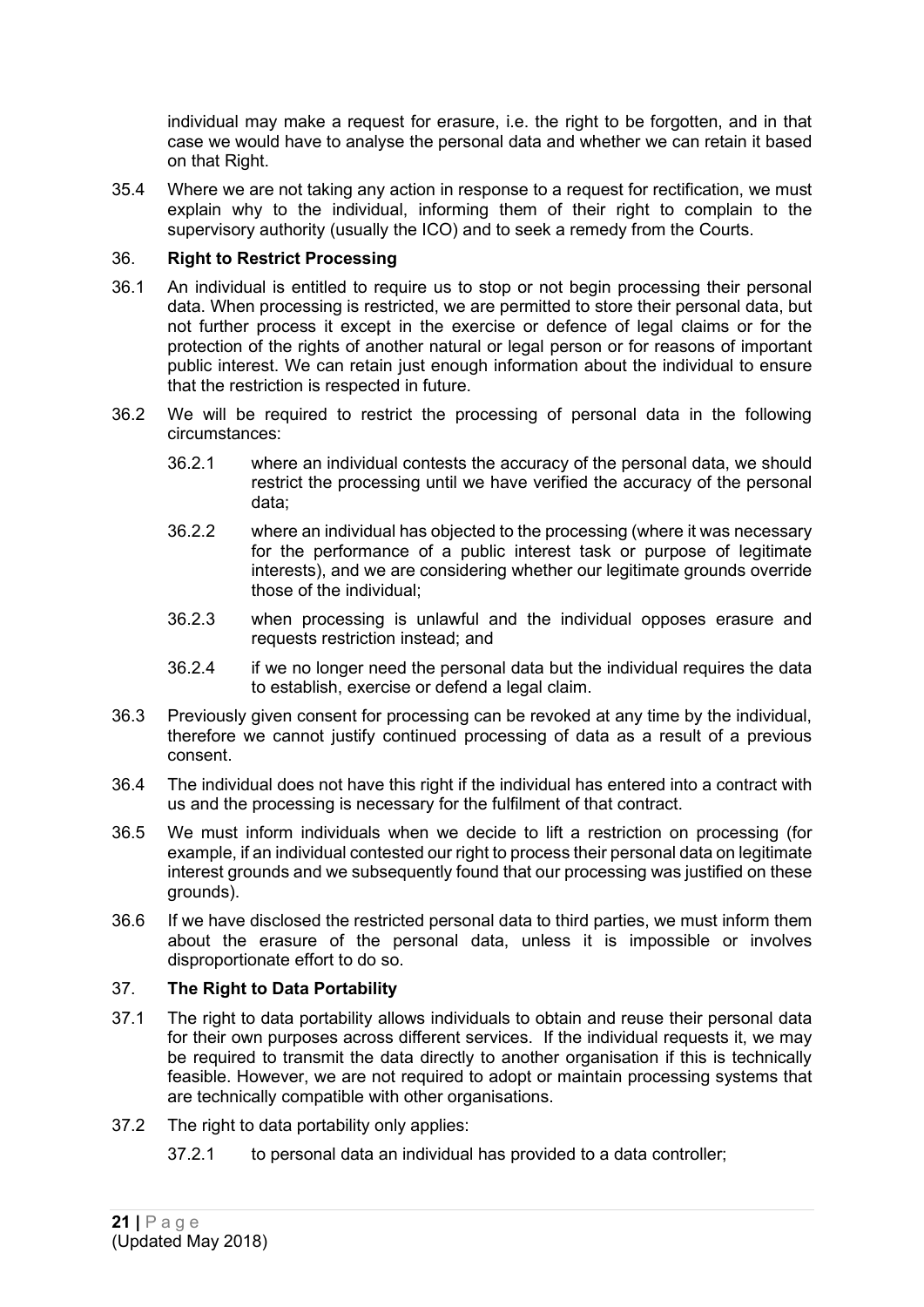individual may make a request for erasure, i.e. the right to be forgotten, and in that case we would have to analyse the personal data and whether we can retain it based on that Right.

35.4 Where we are not taking any action in response to a request for rectification, we must explain why to the individual, informing them of their right to complain to the supervisory authority (usually the ICO) and to seek a remedy from the Courts.

## 36. Right to Restrict Processing

36.1 An individual is entitled to require us to stop or not begin processing their personal data. When processing is restricted, we are permitted to store their personal data, but not further process it except in the exercise or defence of legal claims or for the protection of the rights of another natural or legal person or for reasons of important public interest. We can retain just enough information about the individual to ensure that the restriction is respected in future.

36.2 We will be required to restrict the processing of personal data in the following circumstances:

- 36.2.1 where an individual contests the accuracy of the personal data, we should restrict the processing until we have verified the accuracy of the personal data;
- 36.2.2 where an individual has objected to the processing (where it was necessary for the performance of a public interest task or purpose of legitimate interests), and we are considering whether our legitimate grounds override those of the individual;
- 36.2.3 when processing is unlawful and the individual opposes erasure and requests restriction instead; and
- 36.2.4 if we no longer need the personal data but the individual requires the data to establish, exercise or defend a legal claim.

36.3 Previously given consent for processing can be revoked at any time by the individual, therefore we cannot justify continued processing of data as a result of a previous consent.

36.4 The individual does not have this right if the individual has entered into a contract with us and the processing is necessary for the fulfilment of that contract.

36.5 We must inform individuals when we decide to lift a restriction on processing (for example, if an individual contested our right to process their personal data on legitimate interest grounds and we subsequently found that our processing was justified on these grounds).

36.6 If we have disclosed the restricted personal data to third parties, we must inform them about the erasure of the personal data, unless it is impossible or involves disproportionate effort to do so.

## 37. The Right to Data Portability

37.1 The right to data portability allows individuals to obtain and reuse their personal data for their own purposes across different services. If the individual requests it, we may be required to transmit the data directly to another organisation if this is technically feasible. However, we are not required to adopt or maintain processing systems that are technically compatible with other organisations.

37.2 The right to data portability only applies:

- 37.2.1 to personal data an individual has provided to a data controller;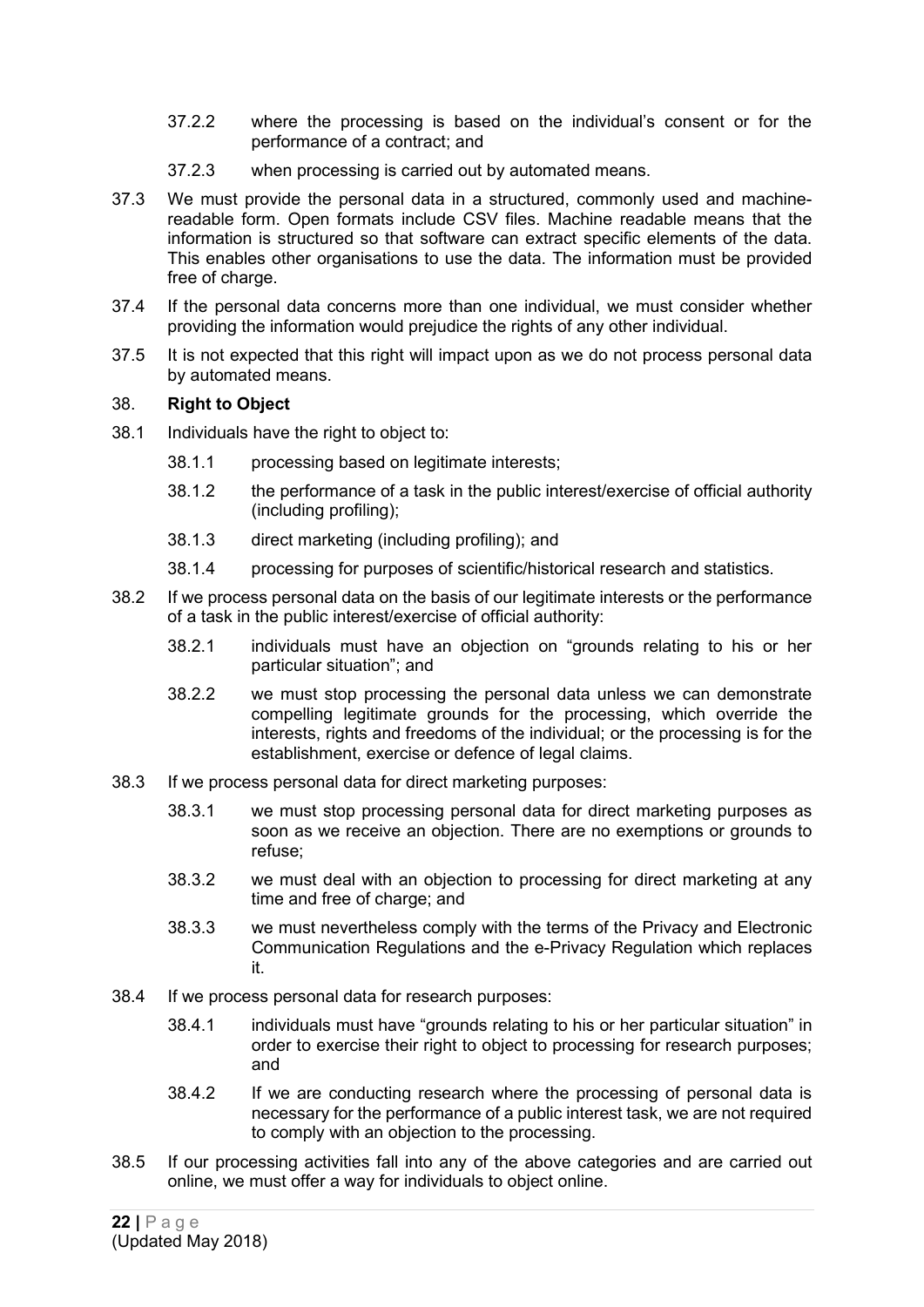37.2.2 where the processing is based on the individual's consent or for the performance of a contract; and

37.2.3 when processing is carried out by automated means.

37.3 We must provide the personal data in a structured, commonly used and machine-readable form. Open formats include CSV files. Machine readable means that the information is structured so that software can extract specific elements of the data. This enables other organisations to use the data. The information must be provided free of charge.

37.4 If the personal data concerns more than one individual, we must consider whether providing the information would prejudice the rights of any other individual.

37.5 It is not expected that this right will impact upon as we do not process personal data by automated means.

38. **Right to Object**

38.1 Individuals have the right to object to:

38.1.1 processing based on legitimate interests;

38.1.2 the performance of a task in the public interest/exercise of official authority (including profiling);

38.1.3 direct marketing (including profiling); and

38.1.4 processing for purposes of scientific/historical research and statistics.

38.2 If we process personal data on the basis of our legitimate interests or the performance of a task in the public interest/exercise of official authority:

38.2.1 individuals must have an objection on "grounds relating to his or her particular situation"; and

38.2.2 we must stop processing the personal data unless we can demonstrate compelling legitimate grounds for the processing, which override the interests, rights and freedoms of the individual; or the processing is for the establishment, exercise or defence of legal claims.

38.3 If we process personal data for direct marketing purposes:

38.3.1 we must stop processing personal data for direct marketing purposes as soon as we receive an objection. There are no exemptions or grounds to refuse;

38.3.2 we must deal with an objection to processing for direct marketing at any time and free of charge; and

38.3.3 we must nevertheless comply with the terms of the Privacy and Electronic Communication Regulations and the e-Privacy Regulation which replaces it.

38.4 If we process personal data for research purposes:

38.4.1 individuals must have "grounds relating to his or her particular situation" in order to exercise their right to object to processing for research purposes; and

38.4.2 If we are conducting research where the processing of personal data is necessary for the performance of a public interest task, we are not required to comply with an objection to the processing.

38.5 If our processing activities fall into any of the above categories and are carried out online, we must offer a way for individuals to object online.

(Updated May 2018)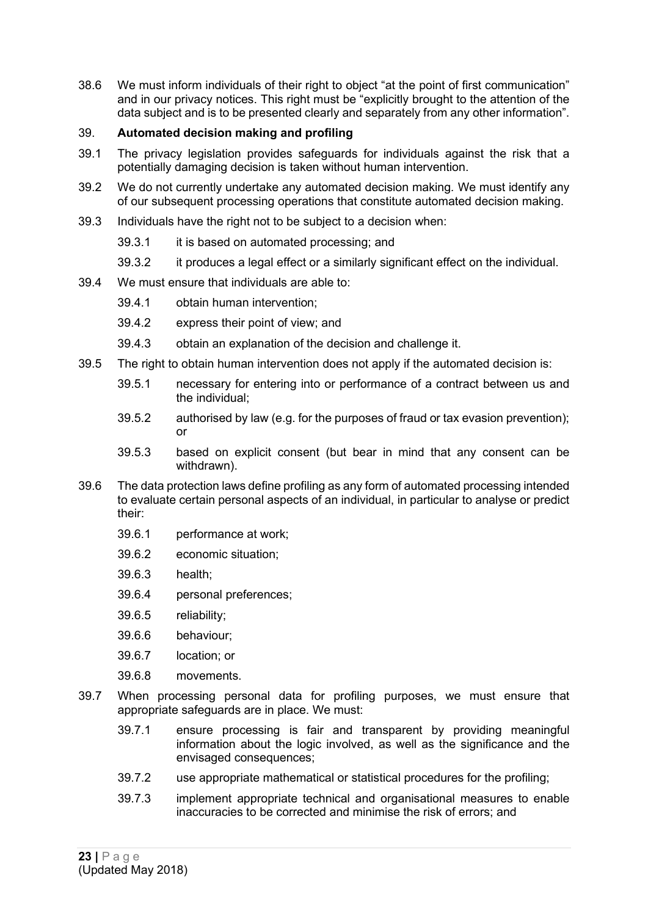38.6 We must inform individuals of their right to object "at the point of first communication" and in our privacy notices. This right must be "explicitly brought to the attention of the data subject and is to be presented clearly and separately from any other information".

## 39. Automated decision making and profiling

39.1 The privacy legislation provides safeguards for individuals against the risk that a potentially damaging decision is taken without human intervention.

39.2 We do not currently undertake any automated decision making. We must identify any of our subsequent processing operations that constitute automated decision making.

39.3 Individuals have the right not to be subject to a decision when:

- 39.3.1 it is based on automated processing; and
- 39.3.2 it produces a legal effect or a similarly significant effect on the individual.

39.4 We must ensure that individuals are able to:

- 39.4.1 obtain human intervention;
- 39.4.2 express their point of view; and
- 39.4.3 obtain an explanation of the decision and challenge it.

39.5 The right to obtain human intervention does not apply if the automated decision is:

- 39.5.1 necessary for entering into or performance of a contract between us and the individual;
- 39.5.2 authorised by law (e.g. for the purposes of fraud or tax evasion prevention); or
- 39.5.3 based on explicit consent (but bear in mind that any consent can be withdrawn).

39.6 The data protection laws define profiling as any form of automated processing intended to evaluate certain personal aspects of an individual, in particular to analyse or predict their:

- 39.6.1 performance at work;
- 39.6.2 economic situation;
- 39.6.3 health;
- 39.6.4 personal preferences;
- 39.6.5 reliability;
- 39.6.6 behaviour;
- 39.6.7 location; or
- 39.6.8 movements.

39.7 When processing personal data for profiling purposes, we must ensure that appropriate safeguards are in place. We must:

- 39.7.1 ensure processing is fair and transparent by providing meaningful information about the logic involved, as well as the significance and the envisaged consequences;
- 39.7.2 use appropriate mathematical or statistical procedures for the profiling;
- 39.7.3 implement appropriate technical and organisational measures to enable inaccuracies to be corrected and minimise the risk of errors; and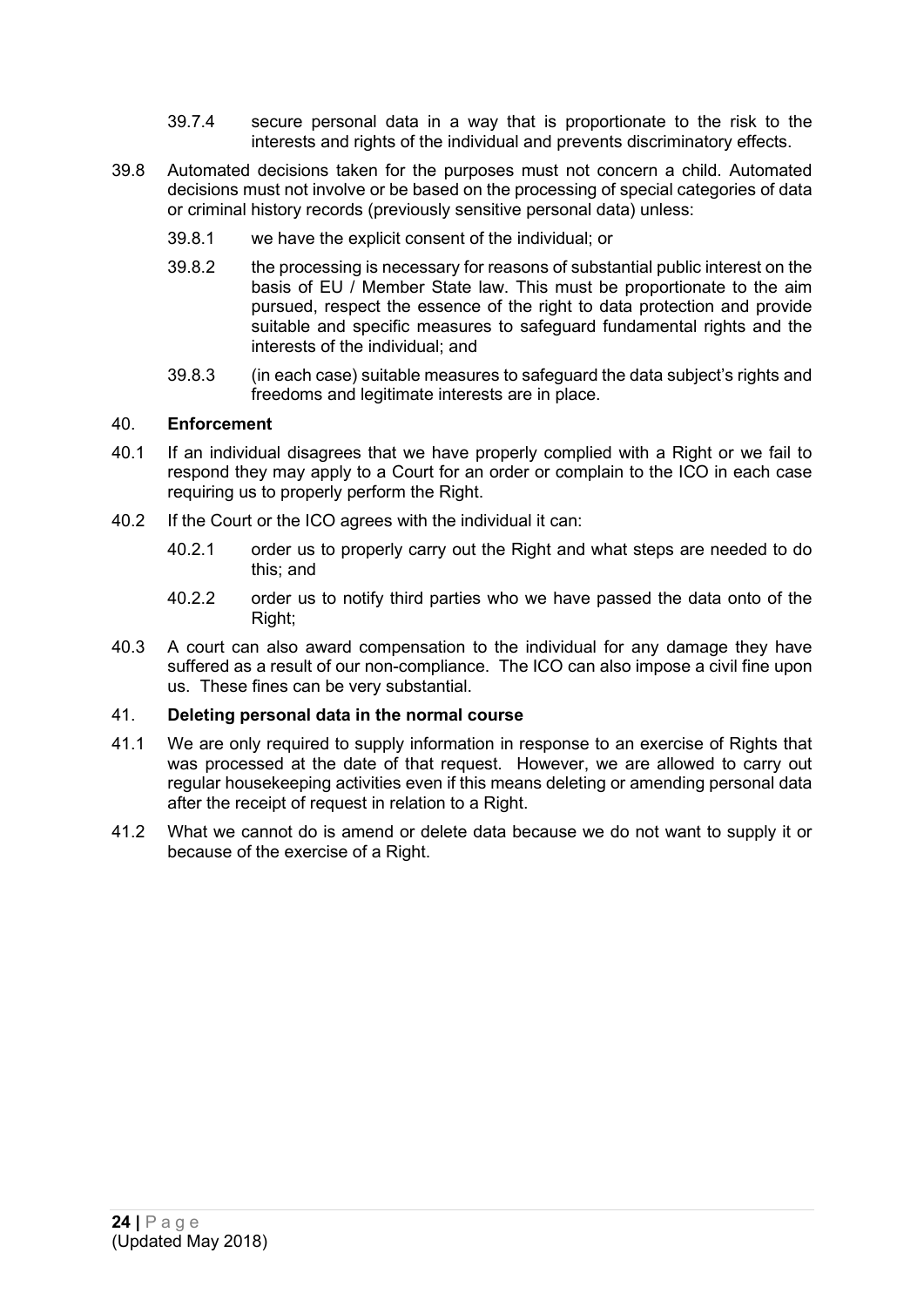39.7.4 secure personal data in a way that is proportionate to the risk to the interests and rights of the individual and prevents discriminatory effects.

39.8 Automated decisions taken for the purposes must not concern a child. Automated decisions must not involve or be based on the processing of special categories of data or criminal history records (previously sensitive personal data) unless:

39.8.1 we have the explicit consent of the individual; or

39.8.2 the processing is necessary for reasons of substantial public interest on the basis of EU / Member State law. This must be proportionate to the aim pursued, respect the essence of the right to data protection and provide suitable and specific measures to safeguard fundamental rights and the interests of the individual; and

39.8.3 (in each case) suitable measures to safeguard the data subject's rights and freedoms and legitimate interests are in place.

## 40. **Enforcement**

40.1 If an individual disagrees that we have properly complied with a Right or we fail to respond they may apply to a Court for an order or complain to the ICO in each case requiring us to properly perform the Right.

40.2 If the Court or the ICO agrees with the individual it can:

40.2.1 order us to properly carry out the Right and what steps are needed to do this; and

40.2.2 order us to notify third parties who we have passed the data onto of the Right;

40.3 A court can also award compensation to the individual for any damage they have suffered as a result of our non-compliance. The ICO can also impose a civil fine upon us. These fines can be very substantial.

## 41. **Deleting personal data in the normal course**

41.1 We are only required to supply information in response to an exercise of Rights that was processed at the date of that request. However, we are allowed to carry out regular housekeeping activities even if this means deleting or amending personal data after the receipt of request in relation to a Right.

41.2 What we cannot do is amend or delete data because we do not want to supply it or because of the exercise of a Right.